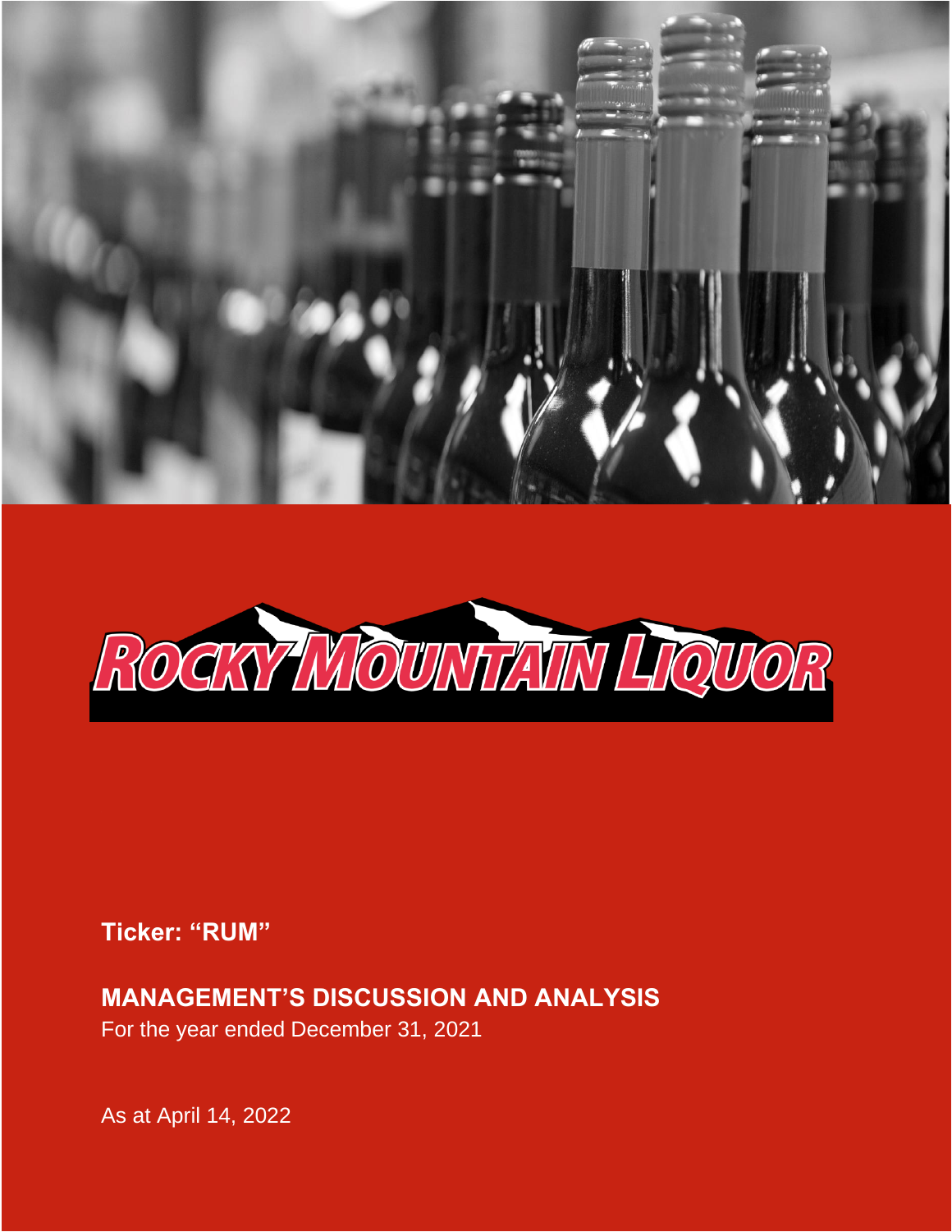# ROCKY MOUNTAIN LIQUOR

**Ticker: "RUM"**

## MANAGEMENT'S DISCUSSION AND ANALYSIS

For the year ended December 31, 2021

As at April 14, 2022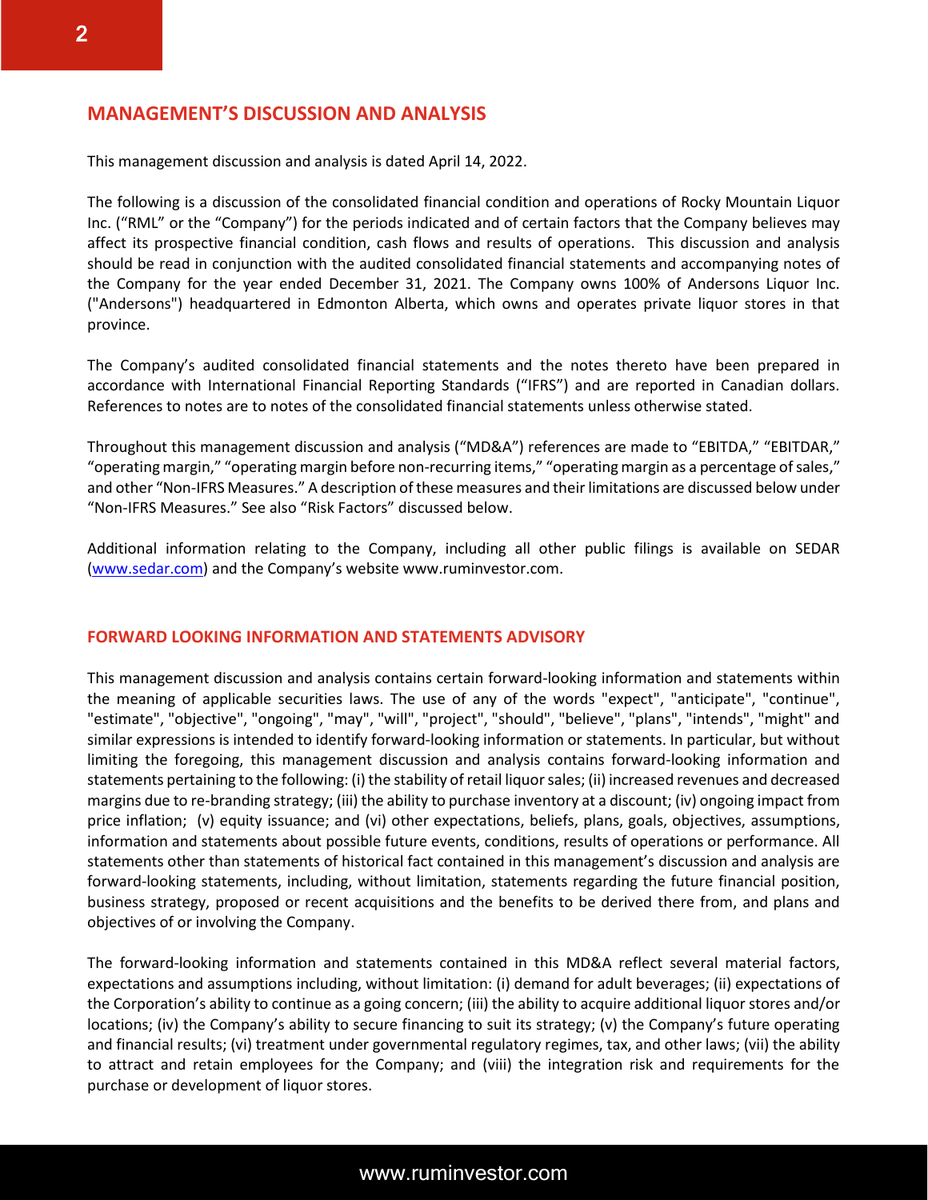## MANAGEMENT'S DISCUSSION AND ANALYSIS

This management discussion and analysis is dated April 14, 2022.

The following is a discussion of the consolidated financial condition and operations of Rocky Mountain Liquor Inc. ("RML" or the "Company") for the periods indicated and of certain factors that the Company believes may affect its prospective financial condition, cash flows and results of operations. This discussion and analysis should be read in conjunction with the audited consolidated financial statements and accompanying notes of the Company for the year ended December 31, 2021. The Company owns 100% of Andersons Liquor Inc. ("Andersons") headquartered in Edmonton Alberta, which owns and operates private liquor stores in that province.

The Company's audited consolidated financial statements and the notes thereto have been prepared in accordance with International Financial Reporting Standards ("IFRS") and are reported in Canadian dollars. References to notes are to notes of the consolidated financial statements unless otherwise stated.

Throughout this management discussion and analysis ("MD&A") references are made to "EBITDA," "EBITDAR," "operating margin," "operating margin before non-recurring items," "operating margin as a percentage of sales," and other "Non-IFRS Measures." A description of these measures and their limitations are discussed below under "Non-IFRS Measures." See also "Risk Factors" discussed below.

Additional information relating to the Company, including all other public filings is available on SEDAR (www.sedar.com) and the Company's website www.ruminvestor.com.

### FORWARD LOOKING INFORMATION AND STATEMENTS ADVISORY

This management discussion and analysis contains certain forward-looking information and statements within the meaning of applicable securities laws. The use of any of the words "expect", "anticipate", "continue", "estimate", "objective", "ongoing", "may", "will", "project", "should", "believe", "plans", "intends", "might" and similar expressions is intended to identify forward-looking information or statements. In particular, but without limiting the foregoing, this management discussion and analysis contains forward-looking information and statements pertaining to the following: (i) the stability of retail liquor sales; (ii) increased revenues and decreased margins due to re-branding strategy; (iii) the ability to purchase inventory at a discount; (iv) ongoing impact from price inflation; (v) equity issuance; and (vi) other expectations, beliefs, plans, goals, objectives, assumptions, information and statements about possible future events, conditions, results of operations or performance. All statements other than statements of historical fact contained in this management's discussion and analysis are forward-looking statements, including, without limitation, statements regarding the future financial position, business strategy, proposed or recent acquisitions and the benefits to be derived there from, and plans and objectives of or involving the Company.

The forward-looking information and statements contained in this MD&A reflect several material factors, expectations and assumptions including, without limitation: (i) demand for adult beverages; (ii) expectations of the Corporation's ability to continue as a going concern; (iii) the ability to acquire additional liquor stores and/or locations; (iv) the Company's ability to secure financing to suit its strategy; (v) the Company's future operating and financial results; (vi) treatment under governmental regulatory regimes, tax, and other laws; (vii) the ability to attract and retain employees for the Company; and (viii) the integration risk and requirements for the purchase or development of liquor stores.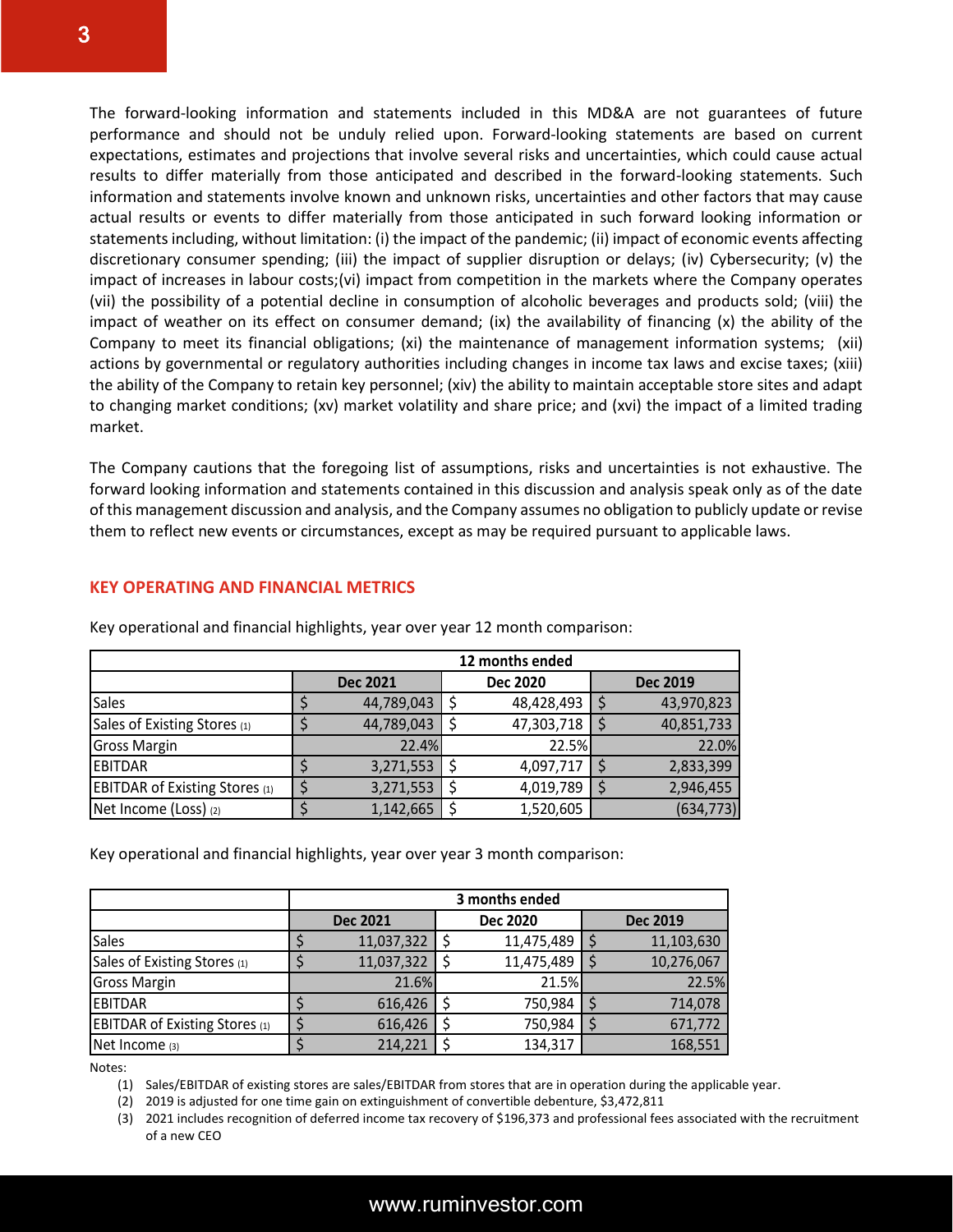The forward-looking information and statements included in this MD&A are not guarantees of future performance and should not be unduly relied upon. Forward-looking statements are based on current expectations, estimates and projections that involve several risks and uncertainties, which could cause actual results to differ materially from those anticipated and described in the forward-looking statements. Such information and statements involve known and unknown risks, uncertainties and other factors that may cause actual results or events to differ materially from those anticipated in such forward looking information or statements including, without limitation: (i) the impact of the pandemic; (ii) impact of economic events affecting discretionary consumer spending; (iii) the impact of supplier disruption or delays; (iv) Cybersecurity; (v) the impact of increases in labour costs;(vi) impact from competition in the markets where the Company operates (vii) the possibility of a potential decline in consumption of alcoholic beverages and products sold; (viii) the impact of weather on its effect on consumer demand; (ix) the availability of financing (x) the ability of the Company to meet its financial obligations; (xi) the maintenance of management information systems; (xii) actions by governmental or regulatory authorities including changes in income tax laws and excise taxes; (xiii) the ability of the Company to retain key personnel; (xiv) the ability to maintain acceptable store sites and adapt to changing market conditions; (xv) market volatility and share price; and (xvi) the impact of a limited trading market.

The Company cautions that the foregoing list of assumptions, risks and uncertainties is not exhaustive. The forward looking information and statements contained in this discussion and analysis speak only as of the date of this management discussion and analysis, and the Company assumes no obligation to publicly update or revise them to reflect new events or circumstances, except as may be required pursuant to applicable laws.

## KEY OPERATING AND FINANCIAL METRICS

Key operational and financial highlights, year over year 12 month comparison:

| | 12 months ended | | |
|---|---|---|---|
| | Dec 2021 | Dec 2020 | Dec 2019 |
| Sales | $ 44,789,043 | $ 48,428,493 | $ 43,970,823 |
| Sales of Existing Stores (1) | $ 44,789,043 | $ 47,303,718 | $ 40,851,733 |
| Gross Margin | 22.4% | 22.5% | 22.0% |
| EBITDAR | $ 3,271,553 | $ 4,097,717 | $ 2,833,399 |
| EBITDAR of Existing Stores (1) | $ 3,271,553 | $ 4,019,789 | $ 2,946,455 |
| Net Income (Loss) (2) | $ 1,142,665 | $ 1,520,605 | (634,773) |

Key operational and financial highlights, year over year 3 month comparison:

| | 3 months ended | | |
|---|---|---|---|
| | Dec 2021 | Dec 2020 | Dec 2019 |
| Sales | $ 11,037,322 | $ 11,475,489 | $ 11,103,630 |
| Sales of Existing Stores (1) | $ 11,037,322 | $ 11,475,489 | $ 10,276,067 |
| Gross Margin | 21.6% | 21.5% | 22.5% |
| EBITDAR | $ 616,426 | $ 750,984 | $ 714,078 |
| EBITDAR of Existing Stores (1) | $ 616,426 | $ 750,984 | $ 671,772 |
| Net Income (3) | $ 214,221 | $ 134,317 | 168,551 |

Notes:

(1) Sales/EBITDAR of existing stores are sales/EBITDAR from stores that are in operation during the applicable year.

(2) 2019 is adjusted for one time gain on extinguishment of convertible debenture, $3,472,811

(3) 2021 includes recognition of deferred income tax recovery of $196,373 and professional fees associated with the recruitment of a new CEO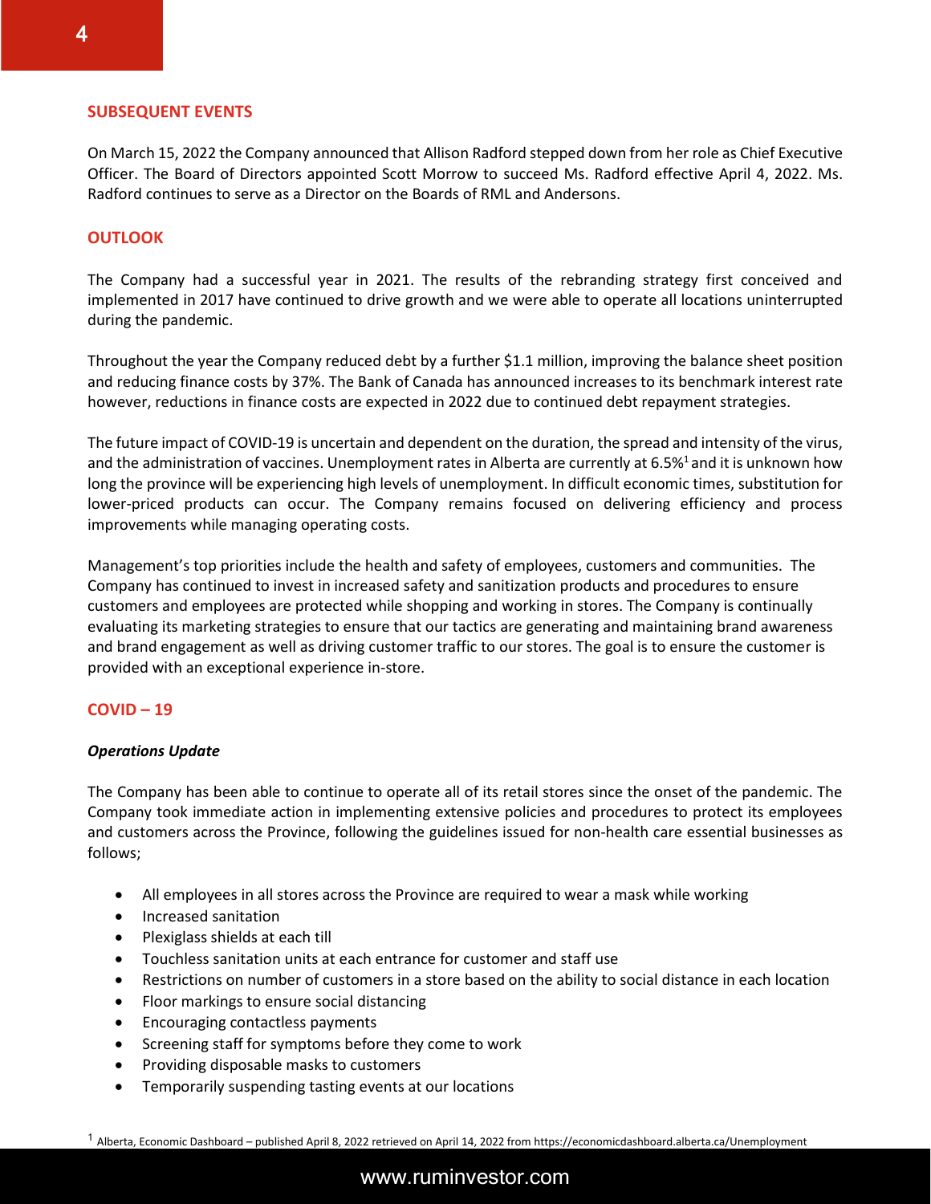## SUBSEQUENT EVENTS

On March 15, 2022 the Company announced that Allison Radford stepped down from her role as Chief Executive Officer. The Board of Directors appointed Scott Morrow to succeed Ms. Radford effective April 4, 2022. Ms. Radford continues to serve as a Director on the Boards of RML and Andersons.

## OUTLOOK

The Company had a successful year in 2021. The results of the rebranding strategy first conceived and implemented in 2017 have continued to drive growth and we were able to operate all locations uninterrupted during the pandemic.

Throughout the year the Company reduced debt by a further $1.1 million, improving the balance sheet position and reducing finance costs by 37%. The Bank of Canada has announced increases to its benchmark interest rate however, reductions in finance costs are expected in 2022 due to continued debt repayment strategies.

The future impact of COVID-19 is uncertain and dependent on the duration, the spread and intensity of the virus, and the administration of vaccines. Unemployment rates in Alberta are currently at 6.5%[1] and it is unknown how long the province will be experiencing high levels of unemployment. In difficult economic times, substitution for lower-priced products can occur. The Company remains focused on delivering efficiency and process improvements while managing operating costs.

Management's top priorities include the health and safety of employees, customers and communities. The Company has continued to invest in increased safety and sanitization products and procedures to ensure customers and employees are protected while shopping and working in stores. The Company is continually evaluating its marketing strategies to ensure that our tactics are generating and maintaining brand awareness and brand engagement as well as driving customer traffic to our stores. The goal is to ensure the customer is provided with an exceptional experience in-store.

## COVID – 19

***Operations Update***

The Company has been able to continue to operate all of its retail stores since the onset of the pandemic. The Company took immediate action in implementing extensive policies and procedures to protect its employees and customers across the Province, following the guidelines issued for non-health care essential businesses as follows;

- All employees in all stores across the Province are required to wear a mask while working
- Increased sanitation
- Plexiglass shields at each till
- Touchless sanitation units at each entrance for customer and staff use
- Restrictions on number of customers in a store based on the ability to social distance in each location
- Floor markings to ensure social distancing
- Encouraging contactless payments
- Screening staff for symptoms before they come to work
- Providing disposable masks to customers
- Temporarily suspending tasting events at our locations

[1] Alberta, Economic Dashboard – published April 8, 2022 retrieved on April 14, 2022 from https://economicdashboard.alberta.ca/Unemployment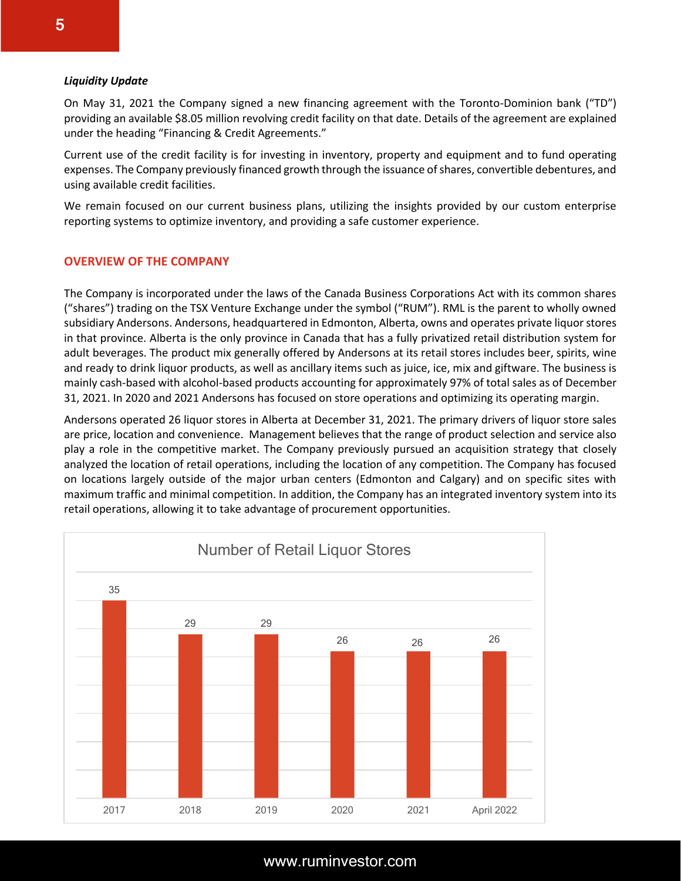***Liquidity Update***

On May 31, 2021 the Company signed a new financing agreement with the Toronto-Dominion bank ("TD") providing an available $8.05 million revolving credit facility on that date. Details of the agreement are explained under the heading "Financing & Credit Agreements."

Current use of the credit facility is for investing in inventory, property and equipment and to fund operating expenses. The Company previously financed growth through the issuance of shares, convertible debentures, and using available credit facilities.

We remain focused on our current business plans, utilizing the insights provided by our custom enterprise reporting systems to optimize inventory, and providing a safe customer experience.

## OVERVIEW OF THE COMPANY

The Company is incorporated under the laws of the Canada Business Corporations Act with its common shares ("shares") trading on the TSX Venture Exchange under the symbol ("RUM"). RML is the parent to wholly owned subsidiary Andersons. Andersons, headquartered in Edmonton, Alberta, owns and operates private liquor stores in that province. Alberta is the only province in Canada that has a fully privatized retail distribution system for adult beverages. The product mix generally offered by Andersons at its retail stores includes beer, spirits, wine and ready to drink liquor products, as well as ancillary items such as juice, ice, mix and giftware. The business is mainly cash-based with alcohol-based products accounting for approximately 97% of total sales as of December 31, 2021. In 2020 and 2021 Andersons has focused on store operations and optimizing its operating margin.

Andersons operated 26 liquor stores in Alberta at December 31, 2021. The primary drivers of liquor store sales are price, location and convenience. Management believes that the range of product selection and service also play a role in the competitive market. The Company previously pursued an acquisition strategy that closely analyzed the location of retail operations, including the location of any competition. The Company has focused on locations largely outside of the major urban centers (Edmonton and Calgary) and on specific sites with maximum traffic and minimal competition. In addition, the Company has an integrated inventory system into its retail operations, allowing it to take advantage of procurement opportunities.

**Number of Retail Liquor Stores**

| 2017 | 2018 | 2019 | 2020 | 2021 | April 2022 |
|---|---|---|---|---|---|
| 35 | 29 | 29 | 26 | 26 | 26 |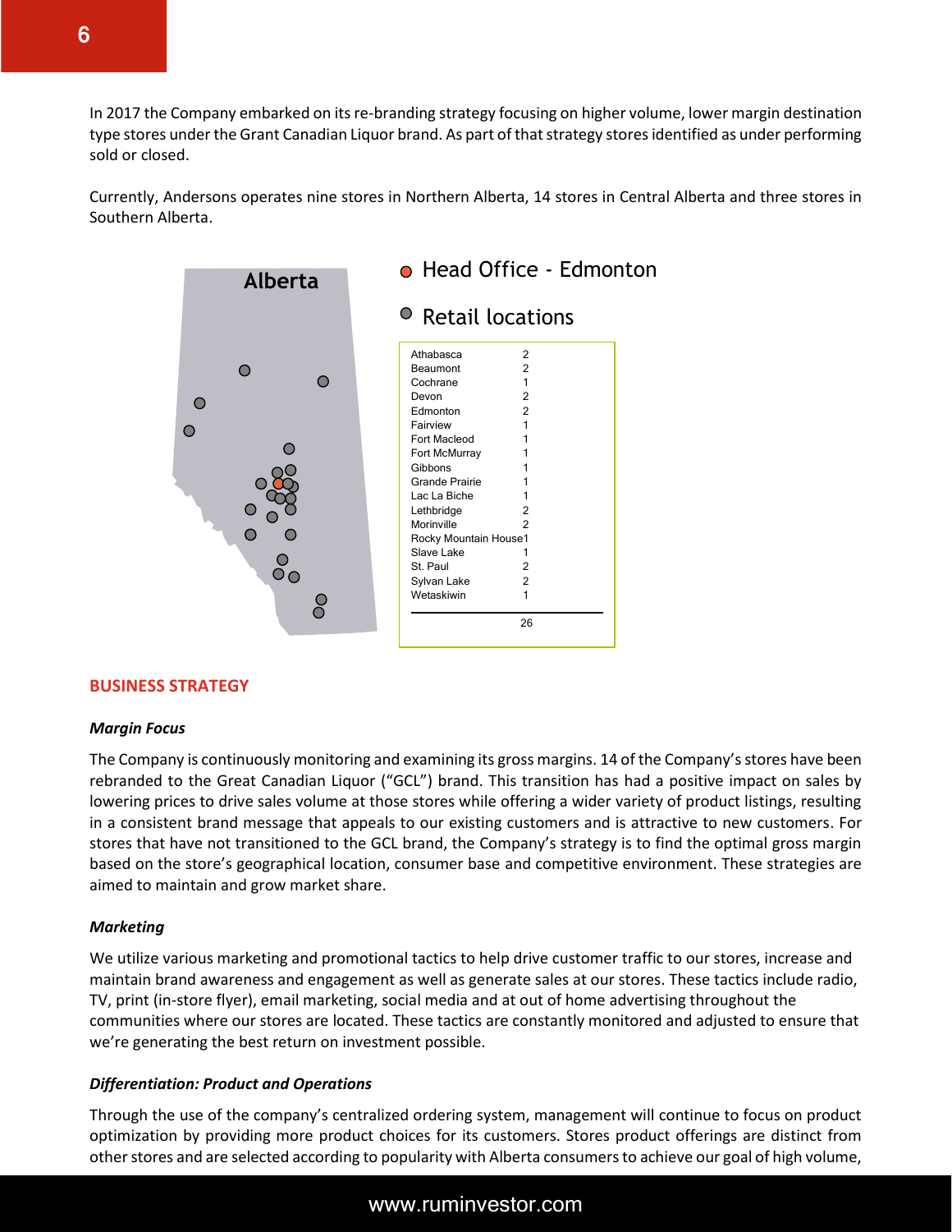In 2017 the Company embarked on its re-branding strategy focusing on higher volume, lower margin destination type stores under the Grant Canadian Liquor brand. As part of that strategy stores identified as under performing sold or closed.

Currently, Andersons operates nine stores in Northern Alberta, 14 stores in Central Alberta and three stores in Southern Alberta.

Alberta

Head Office - Edmonton

Retail locations

| Location | Stores |
|---|---|
| Athabasca | 2 |
| Beaumont | 2 |
| Cochrane | 1 |
| Devon | 2 |
| Edmonton | 2 |
| Fairview | 1 |
| Fort Macleod | 1 |
| Fort McMurray | 1 |
| Gibbons | 1 |
| Grande Prairie | 1 |
| Lac La Biche | 1 |
| Lethbridge | 2 |
| Morinville | 2 |
| Rocky Mountain House | 1 |
| Slave Lake | 1 |
| St. Paul | 2 |
| Sylvan Lake | 2 |
| Wetaskiwin | 1 |
| | 26 |

## BUSINESS STRATEGY

### *Margin Focus*

The Company is continuously monitoring and examining its gross margins. 14 of the Company's stores have been rebranded to the Great Canadian Liquor ("GCL") brand. This transition has had a positive impact on sales by lowering prices to drive sales volume at those stores while offering a wider variety of product listings, resulting in a consistent brand message that appeals to our existing customers and is attractive to new customers. For stores that have not transitioned to the GCL brand, the Company's strategy is to find the optimal gross margin based on the store's geographical location, consumer base and competitive environment. These strategies are aimed to maintain and grow market share.

### *Marketing*

We utilize various marketing and promotional tactics to help drive customer traffic to our stores, increase and maintain brand awareness and engagement as well as generate sales at our stores. These tactics include radio, TV, print (in-store flyer), email marketing, social media and at out of home advertising throughout the communities where our stores are located. These tactics are constantly monitored and adjusted to ensure that we're generating the best return on investment possible.

### *Differentiation: Product and Operations*

Through the use of the company's centralized ordering system, management will continue to focus on product optimization by providing more product choices for its customers. Stores product offerings are distinct from other stores and are selected according to popularity with Alberta consumers to achieve our goal of high volume,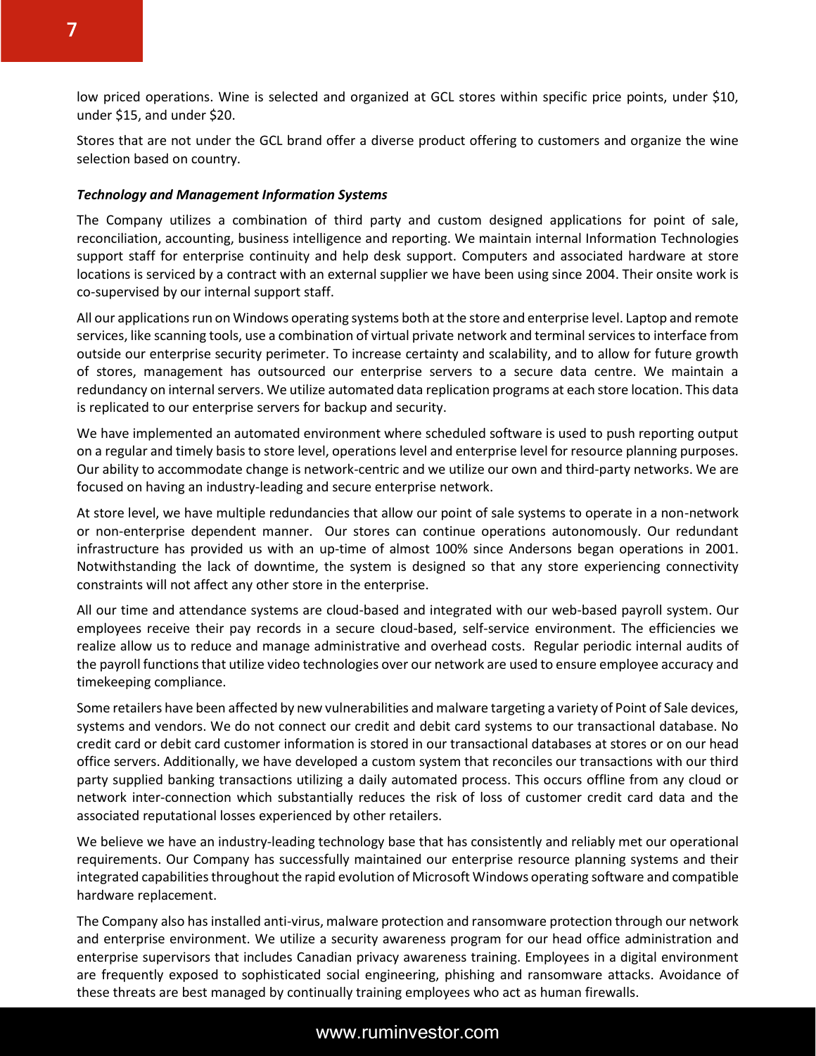low priced operations. Wine is selected and organized at GCL stores within specific price points, under $10, under $15, and under $20.

Stores that are not under the GCL brand offer a diverse product offering to customers and organize the wine selection based on country.

***Technology and Management Information Systems***

The Company utilizes a combination of third party and custom designed applications for point of sale, reconciliation, accounting, business intelligence and reporting. We maintain internal Information Technologies support staff for enterprise continuity and help desk support. Computers and associated hardware at store locations is serviced by a contract with an external supplier we have been using since 2004. Their onsite work is co-supervised by our internal support staff.

All our applications run on Windows operating systems both at the store and enterprise level. Laptop and remote services, like scanning tools, use a combination of virtual private network and terminal services to interface from outside our enterprise security perimeter. To increase certainty and scalability, and to allow for future growth of stores, management has outsourced our enterprise servers to a secure data centre. We maintain a redundancy on internal servers. We utilize automated data replication programs at each store location. This data is replicated to our enterprise servers for backup and security.

We have implemented an automated environment where scheduled software is used to push reporting output on a regular and timely basis to store level, operations level and enterprise level for resource planning purposes. Our ability to accommodate change is network-centric and we utilize our own and third-party networks. We are focused on having an industry-leading and secure enterprise network.

At store level, we have multiple redundancies that allow our point of sale systems to operate in a non-network or non-enterprise dependent manner. Our stores can continue operations autonomously. Our redundant infrastructure has provided us with an up-time of almost 100% since Andersons began operations in 2001. Notwithstanding the lack of downtime, the system is designed so that any store experiencing connectivity constraints will not affect any other store in the enterprise.

All our time and attendance systems are cloud-based and integrated with our web-based payroll system. Our employees receive their pay records in a secure cloud-based, self-service environment. The efficiencies we realize allow us to reduce and manage administrative and overhead costs. Regular periodic internal audits of the payroll functions that utilize video technologies over our network are used to ensure employee accuracy and timekeeping compliance.

Some retailers have been affected by new vulnerabilities and malware targeting a variety of Point of Sale devices, systems and vendors. We do not connect our credit and debit card systems to our transactional database. No credit card or debit card customer information is stored in our transactional databases at stores or on our head office servers. Additionally, we have developed a custom system that reconciles our transactions with our third party supplied banking transactions utilizing a daily automated process. This occurs offline from any cloud or network inter-connection which substantially reduces the risk of loss of customer credit card data and the associated reputational losses experienced by other retailers.

We believe we have an industry-leading technology base that has consistently and reliably met our operational requirements. Our Company has successfully maintained our enterprise resource planning systems and their integrated capabilities throughout the rapid evolution of Microsoft Windows operating software and compatible hardware replacement.

The Company also has installed anti-virus, malware protection and ransomware protection through our network and enterprise environment. We utilize a security awareness program for our head office administration and enterprise supervisors that includes Canadian privacy awareness training. Employees in a digital environment are frequently exposed to sophisticated social engineering, phishing and ransomware attacks. Avoidance of these threats are best managed by continually training employees who act as human firewalls.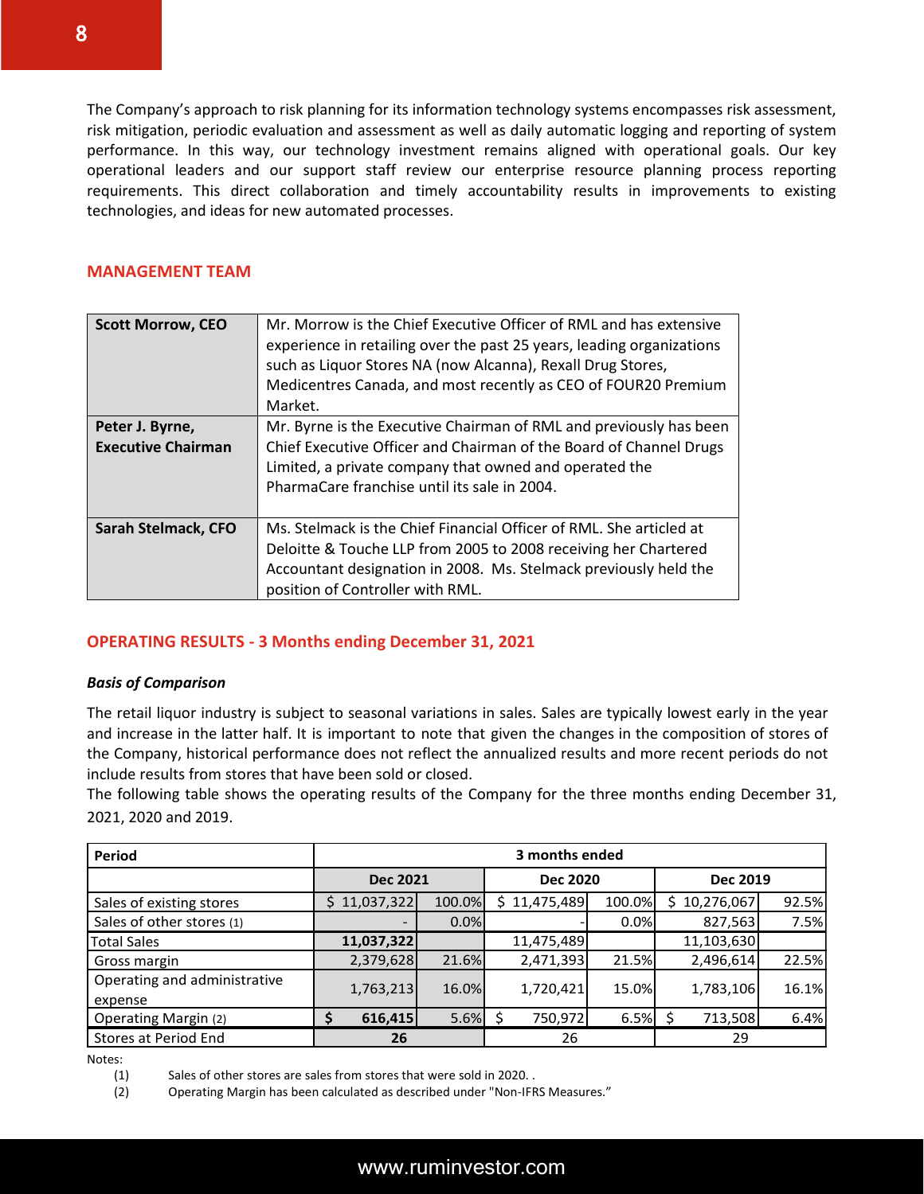The Company's approach to risk planning for its information technology systems encompasses risk assessment, risk mitigation, periodic evaluation and assessment as well as daily automatic logging and reporting of system performance. In this way, our technology investment remains aligned with operational goals. Our key operational leaders and our support staff review our enterprise resource planning process reporting requirements. This direct collaboration and timely accountability results in improvements to existing technologies, and ideas for new automated processes.

## MANAGEMENT TEAM

| | |
|---|---|
| **Scott Morrow, CEO** | Mr. Morrow is the Chief Executive Officer of RML and has extensive experience in retailing over the past 25 years, leading organizations such as Liquor Stores NA (now Alcanna), Rexall Drug Stores, Medicentres Canada, and most recently as CEO of FOUR20 Premium Market. |
| **Peter J. Byrne, Executive Chairman** | Mr. Byrne is the Executive Chairman of RML and previously has been Chief Executive Officer and Chairman of the Board of Channel Drugs Limited, a private company that owned and operated the PharmaCare franchise until its sale in 2004. |
| **Sarah Stelmack, CFO** | Ms. Stelmack is the Chief Financial Officer of RML. She articled at Deloitte & Touche LLP from 2005 to 2008 receiving her Chartered Accountant designation in 2008. Ms. Stelmack previously held the position of Controller with RML. |

## OPERATING RESULTS - 3 Months ending December 31, 2021

### *Basis of Comparison*

The retail liquor industry is subject to seasonal variations in sales. Sales are typically lowest early in the year and increase in the latter half. It is important to note that given the changes in the composition of stores of the Company, historical performance does not reflect the annualized results and more recent periods do not include results from stores that have been sold or closed.

The following table shows the operating results of the Company for the three months ending December 31, 2021, 2020 and 2019.

| Period | 3 months ended | | | | | |
|---|---|---|---|---|---|---|
| | Dec 2021 | | Dec 2020 | | Dec 2019 | |
| Sales of existing stores | $ 11,037,322 | 100.0% | $ 11,475,489 | 100.0% | $ 10,276,067 | 92.5% |
| Sales of other stores (1) | - | 0.0% | - | 0.0% | 827,563 | 7.5% |
| Total Sales | **11,037,322** | | 11,475,489 | | 11,103,630 | |
| Gross margin | 2,379,628 | 21.6% | 2,471,393 | 21.5% | 2,496,614 | 22.5% |
| Operating and administrative expense | 1,763,213 | 16.0% | 1,720,421 | 15.0% | 1,783,106 | 16.1% |
| Operating Margin (2) | **$ 616,415** | 5.6% | $ 750,972 | 6.5% | $ 713,508 | 6.4% |
| Stores at Period End | **26** | | 26 | | 29 | |

Notes:

(1) Sales of other stores are sales from stores that were sold in 2020. .

(2) Operating Margin has been calculated as described under "Non-IFRS Measures."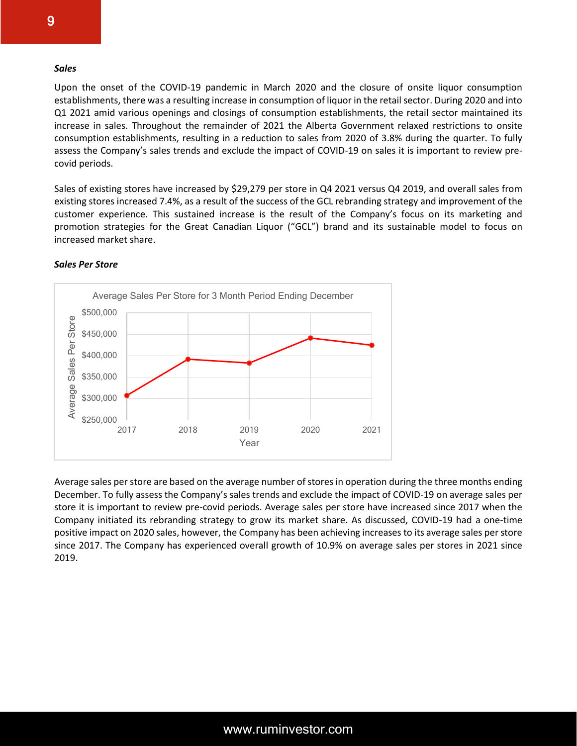***Sales***

Upon the onset of the COVID-19 pandemic in March 2020 and the closure of onsite liquor consumption establishments, there was a resulting increase in consumption of liquor in the retail sector. During 2020 and into Q1 2021 amid various openings and closings of consumption establishments, the retail sector maintained its increase in sales. Throughout the remainder of 2021 the Alberta Government relaxed restrictions to onsite consumption establishments, resulting in a reduction to sales from 2020 of 3.8% during the quarter. To fully assess the Company's sales trends and exclude the impact of COVID-19 on sales it is important to review pre-covid periods.

Sales of existing stores have increased by $29,279 per store in Q4 2021 versus Q4 2019, and overall sales from existing stores increased 7.4%, as a result of the success of the GCL rebranding strategy and improvement of the customer experience. This sustained increase is the result of the Company's focus on its marketing and promotion strategies for the Great Canadian Liquor ("GCL") brand and its sustainable model to focus on increased market share.

***Sales Per Store***

Average Sales Per Store for 3 Month Period Ending December

Average sales per store are based on the average number of stores in operation during the three months ending December. To fully assess the Company's sales trends and exclude the impact of COVID-19 on average sales per store it is important to review pre-covid periods. Average sales per store have increased since 2017 when the Company initiated its rebranding strategy to grow its market share. As discussed, COVID-19 had a one-time positive impact on 2020 sales, however, the Company has been achieving increases to its average sales per store since 2017. The Company has experienced overall growth of 10.9% on average sales per stores in 2021 since 2019.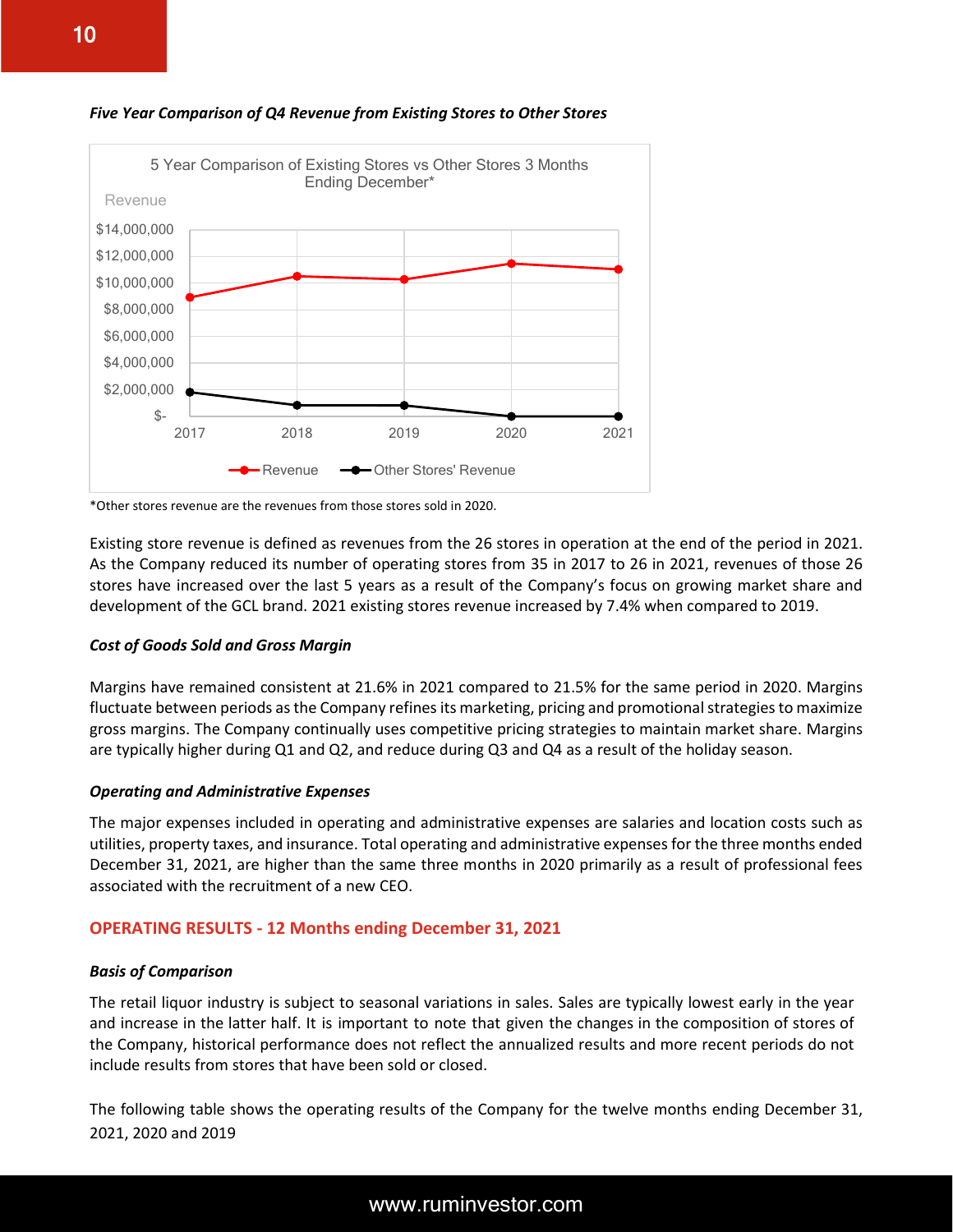***Five Year Comparison of Q4 Revenue from Existing Stores to Other Stores***

*Other stores revenue are the revenues from those stores sold in 2020.

Existing store revenue is defined as revenues from the 26 stores in operation at the end of the period in 2021. As the Company reduced its number of operating stores from 35 in 2017 to 26 in 2021, revenues of those 26 stores have increased over the last 5 years as a result of the Company's focus on growing market share and development of the GCL brand. 2021 existing stores revenue increased by 7.4% when compared to 2019.

***Cost of Goods Sold and Gross Margin***

Margins have remained consistent at 21.6% in 2021 compared to 21.5% for the same period in 2020. Margins fluctuate between periods as the Company refines its marketing, pricing and promotional strategies to maximize gross margins. The Company continually uses competitive pricing strategies to maintain market share. Margins are typically higher during Q1 and Q2, and reduce during Q3 and Q4 as a result of the holiday season.

***Operating and Administrative Expenses***

The major expenses included in operating and administrative expenses are salaries and location costs such as utilities, property taxes, and insurance. Total operating and administrative expenses for the three months ended December 31, 2021, are higher than the same three months in 2020 primarily as a result of professional fees associated with the recruitment of a new CEO.

## OPERATING RESULTS - 12 Months ending December 31, 2021

***Basis of Comparison***

The retail liquor industry is subject to seasonal variations in sales. Sales are typically lowest early in the year and increase in the latter half. It is important to note that given the changes in the composition of stores of the Company, historical performance does not reflect the annualized results and more recent periods do not include results from stores that have been sold or closed.

The following table shows the operating results of the Company for the twelve months ending December 31, 2021, 2020 and 2019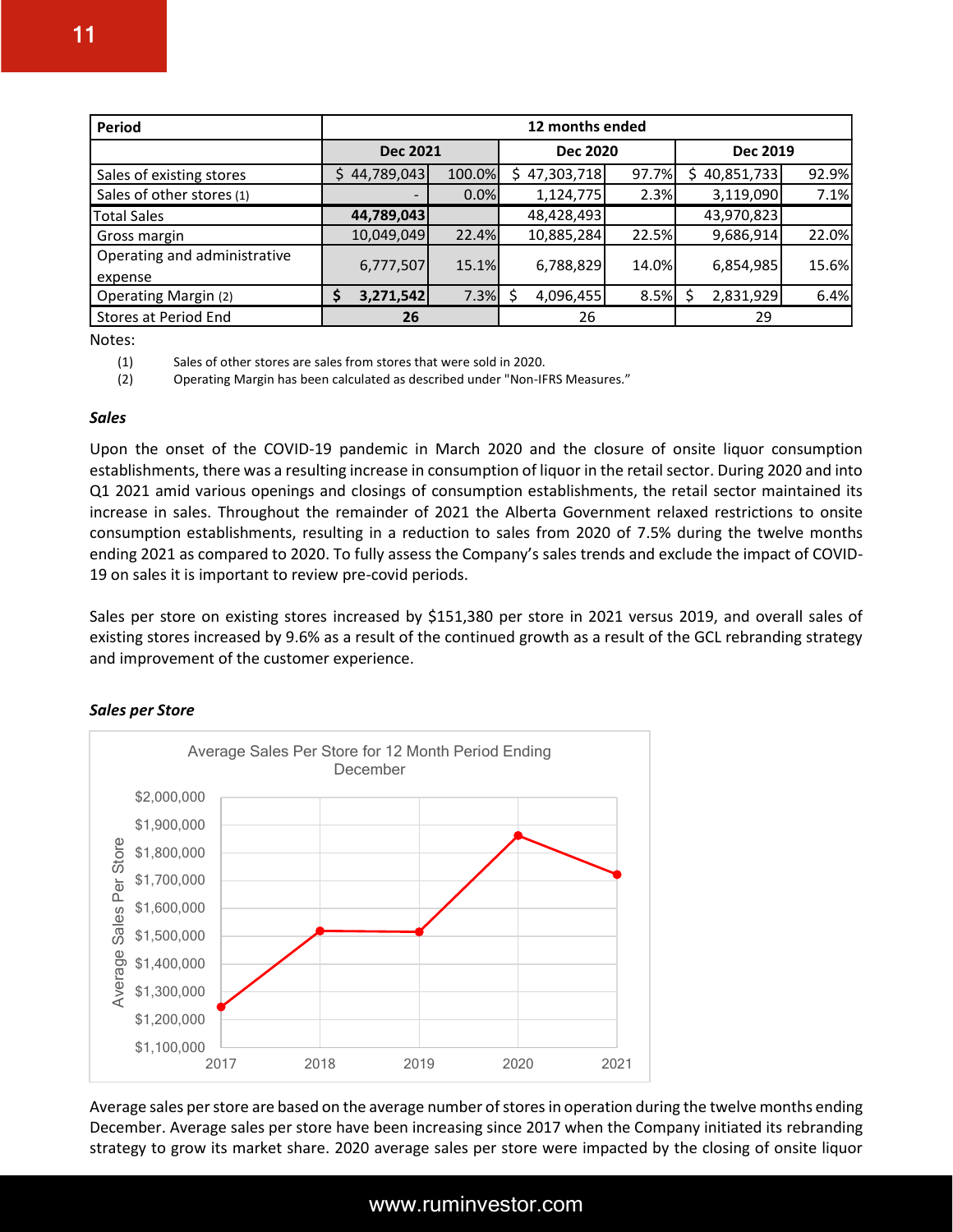| Period | 12 months ended | | | | | |
|---|---|---|---|---|---|---|
| | Dec 2021 | | Dec 2020 | | Dec 2019 | |
| Sales of existing stores | $ 44,789,043 | 100.0% | $ 47,303,718 | 97.7% | $ 40,851,733 | 92.9% |
| Sales of other stores (1) | - | 0.0% | 1,124,775 | 2.3% | 3,119,090 | 7.1% |
| Total Sales | **44,789,043** | | 48,428,493 | | 43,970,823 | |
| Gross margin | 10,049,049 | 22.4% | 10,885,284 | 22.5% | 9,686,914 | 22.0% |
| Operating and administrative expense | 6,777,507 | 15.1% | 6,788,829 | 14.0% | 6,854,985 | 15.6% |
| Operating Margin (2) | **$ 3,271,542** | 7.3% | $ 4,096,455 | 8.5% | $ 2,831,929 | 6.4% |
| Stores at Period End | **26** | | 26 | | 29 | |

Notes:

(1) Sales of other stores are sales from stores that were sold in 2020.

(2) Operating Margin has been calculated as described under "Non-IFRS Measures."

***Sales***

Upon the onset of the COVID-19 pandemic in March 2020 and the closure of onsite liquor consumption establishments, there was a resulting increase in consumption of liquor in the retail sector. During 2020 and into Q1 2021 amid various openings and closings of consumption establishments, the retail sector maintained its increase in sales. Throughout the remainder of 2021 the Alberta Government relaxed restrictions to onsite consumption establishments, resulting in a reduction to sales from 2020 of 7.5% during the twelve months ending 2021 as compared to 2020. To fully assess the Company's sales trends and exclude the impact of COVID-19 on sales it is important to review pre-covid periods.

Sales per store on existing stores increased by $151,380 per store in 2021 versus 2019, and overall sales of existing stores increased by 9.6% as a result of the continued growth as a result of the GCL rebranding strategy and improvement of the customer experience.

***Sales per Store***

Average Sales Per Store for 12 Month Period Ending December

| Year | Average Sales Per Store (approx.) |
|---|---|
| 2017 | $1,250,000 |
| 2018 | $1,520,000 |
| 2019 | $1,515,000 |
| 2020 | $1,862,000 |
| 2021 | $1,723,000 |

Average sales per store are based on the average number of stores in operation during the twelve months ending December. Average sales per store have been increasing since 2017 when the Company initiated its rebranding strategy to grow its market share. 2020 average sales per store were impacted by the closing of onsite liquor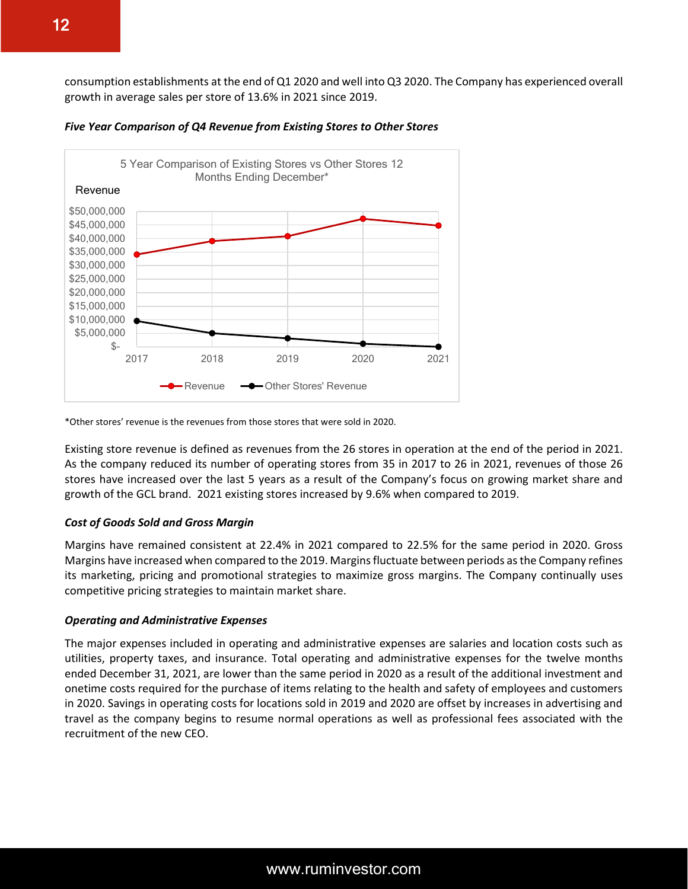consumption establishments at the end of Q1 2020 and well into Q3 2020. The Company has experienced overall growth in average sales per store of 13.6% in 2021 since 2019.

***Five Year Comparison of Q4 Revenue from Existing Stores to Other Stores***

*Other stores' revenue is the revenues from those stores that were sold in 2020.

Existing store revenue is defined as revenues from the 26 stores in operation at the end of the period in 2021. As the company reduced its number of operating stores from 35 in 2017 to 26 in 2021, revenues of those 26 stores have increased over the last 5 years as a result of the Company's focus on growing market share and growth of the GCL brand. 2021 existing stores increased by 9.6% when compared to 2019.

***Cost of Goods Sold and Gross Margin***

Margins have remained consistent at 22.4% in 2021 compared to 22.5% for the same period in 2020. Gross Margins have increased when compared to the 2019. Margins fluctuate between periods as the Company refines its marketing, pricing and promotional strategies to maximize gross margins. The Company continually uses competitive pricing strategies to maintain market share.

***Operating and Administrative Expenses***

The major expenses included in operating and administrative expenses are salaries and location costs such as utilities, property taxes, and insurance. Total operating and administrative expenses for the twelve months ended December 31, 2021, are lower than the same period in 2020 as a result of the additional investment and onetime costs required for the purchase of items relating to the health and safety of employees and customers in 2020. Savings in operating costs for locations sold in 2019 and 2020 are offset by increases in advertising and travel as the company begins to resume normal operations as well as professional fees associated with the recruitment of the new CEO.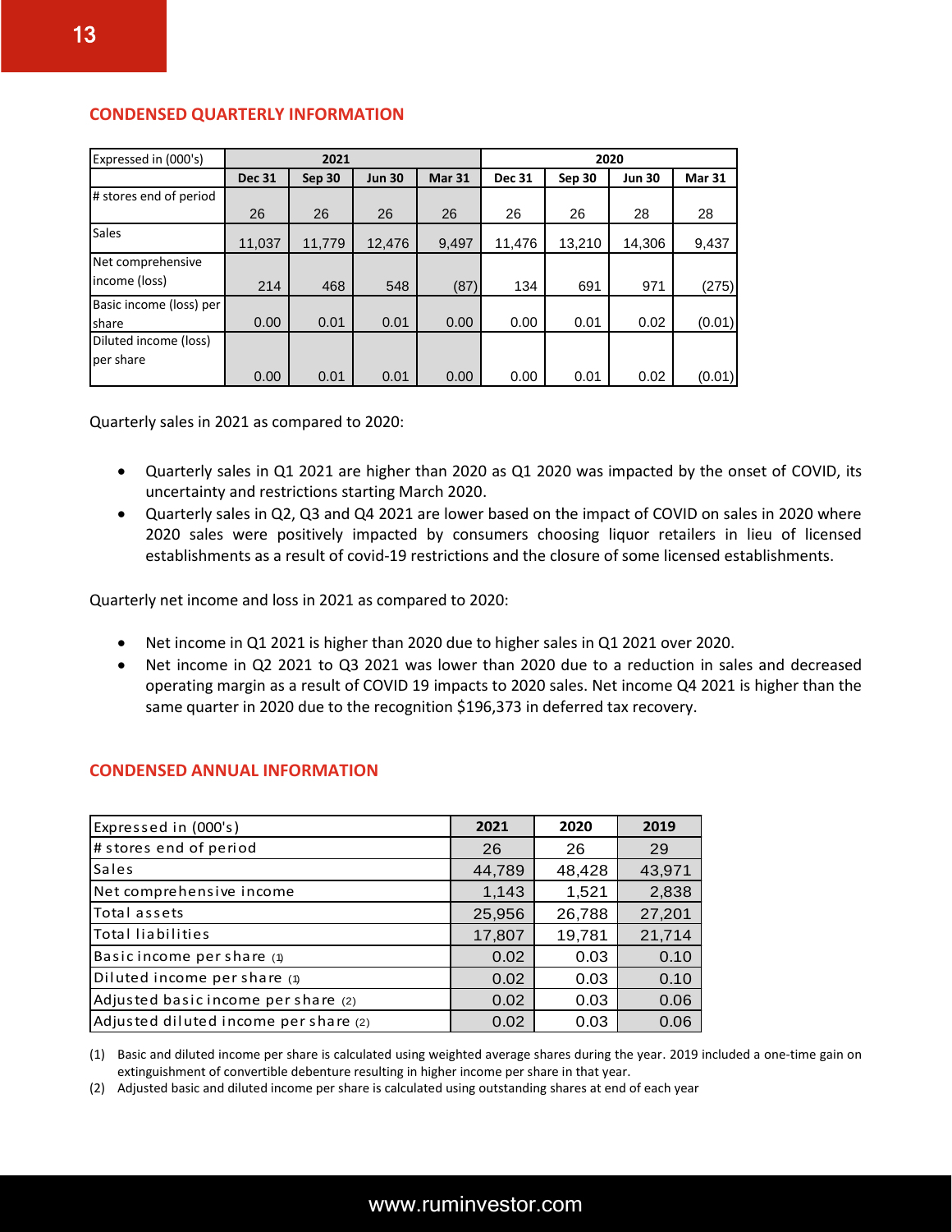## CONDENSED QUARTERLY INFORMATION

| Expressed in (000's) | 2021 | | | | 2020 | | | |
|---|---|---|---|---|---|---|---|---|
| | Dec 31 | Sep 30 | Jun 30 | Mar 31 | Dec 31 | Sep 30 | Jun 30 | Mar 31 |
| # stores end of period | 26 | 26 | 26 | 26 | 26 | 26 | 28 | 28 |
| Sales | 11,037 | 11,779 | 12,476 | 9,497 | 11,476 | 13,210 | 14,306 | 9,437 |
| Net comprehensive income (loss) | 214 | 468 | 548 | (87) | 134 | 691 | 971 | (275) |
| Basic income (loss) per share | 0.00 | 0.01 | 0.01 | 0.00 | 0.00 | 0.01 | 0.02 | (0.01) |
| Diluted income (loss) per share | 0.00 | 0.01 | 0.01 | 0.00 | 0.00 | 0.01 | 0.02 | (0.01) |

Quarterly sales in 2021 as compared to 2020:

- Quarterly sales in Q1 2021 are higher than 2020 as Q1 2020 was impacted by the onset of COVID, its uncertainty and restrictions starting March 2020.
- Quarterly sales in Q2, Q3 and Q4 2021 are lower based on the impact of COVID on sales in 2020 where 2020 sales were positively impacted by consumers choosing liquor retailers in lieu of licensed establishments as a result of covid-19 restrictions and the closure of some licensed establishments.

Quarterly net income and loss in 2021 as compared to 2020:

- Net income in Q1 2021 is higher than 2020 due to higher sales in Q1 2021 over 2020.
- Net income in Q2 2021 to Q3 2021 was lower than 2020 due to a reduction in sales and decreased operating margin as a result of COVID 19 impacts to 2020 sales. Net income Q4 2021 is higher than the same quarter in 2020 due to the recognition $196,373 in deferred tax recovery.

## CONDENSED ANNUAL INFORMATION

| Expressed in (000's) | 2021 | 2020 | 2019 |
|---|---|---|---|
| # stores end of period | 26 | 26 | 29 |
| Sales | 44,789 | 48,428 | 43,971 |
| Net comprehensive income | 1,143 | 1,521 | 2,838 |
| Total assets | 25,956 | 26,788 | 27,201 |
| Total liabilities | 17,807 | 19,781 | 21,714 |
| Basic income per share (1) | 0.02 | 0.03 | 0.10 |
| Diluted income per share (1) | 0.02 | 0.03 | 0.10 |
| Adjusted basic income per share (2) | 0.02 | 0.03 | 0.06 |
| Adjusted diluted income per share (2) | 0.02 | 0.03 | 0.06 |

(1) Basic and diluted income per share is calculated using weighted average shares during the year. 2019 included a one-time gain on extinguishment of convertible debenture resulting in higher income per share in that year.

(2) Adjusted basic and diluted income per share is calculated using outstanding shares at end of each year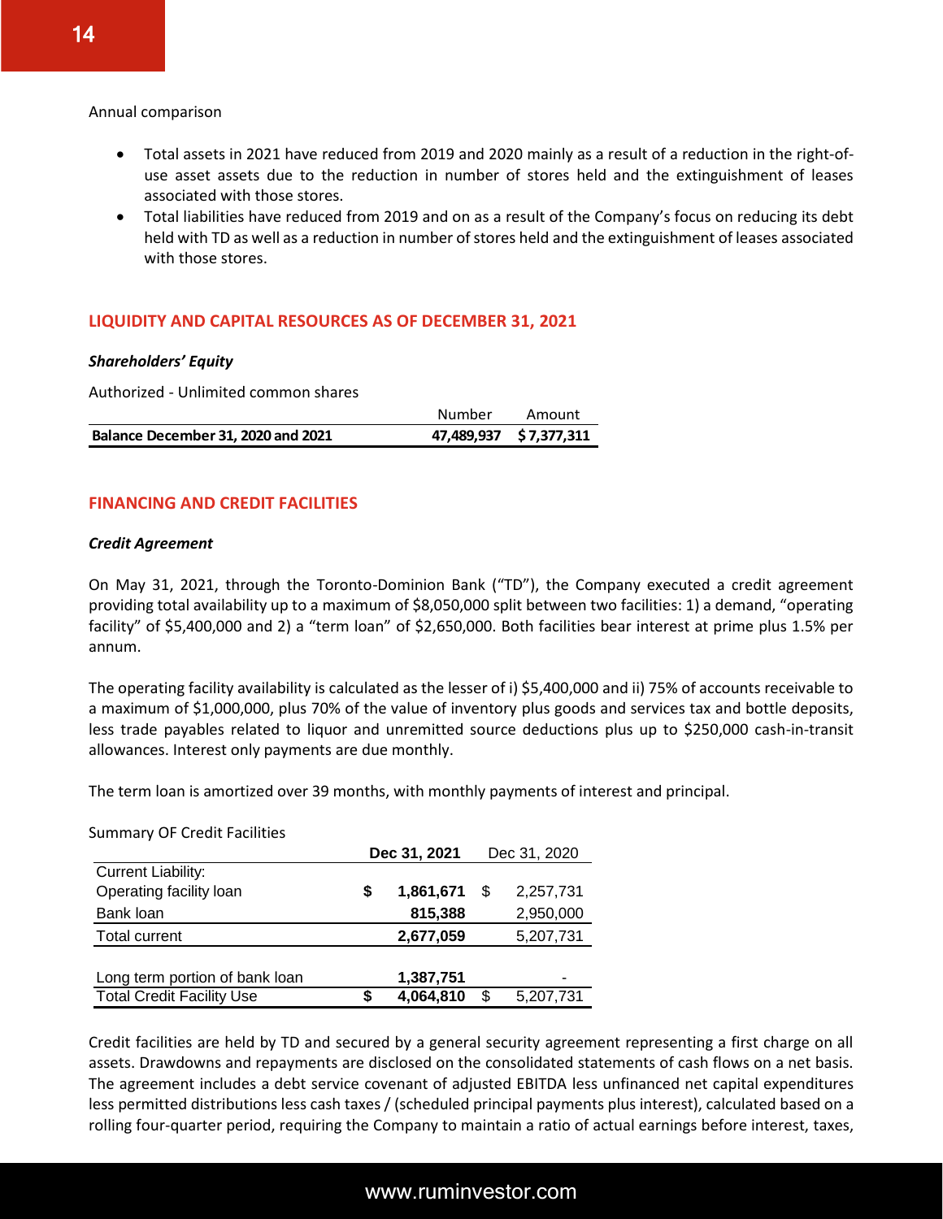Annual comparison

- Total assets in 2021 have reduced from 2019 and 2020 mainly as a result of a reduction in the right-of-use asset assets due to the reduction in number of stores held and the extinguishment of leases associated with those stores.
- Total liabilities have reduced from 2019 and on as a result of the Company's focus on reducing its debt held with TD as well as a reduction in number of stores held and the extinguishment of leases associated with those stores.

## LIQUIDITY AND CAPITAL RESOURCES AS OF DECEMBER 31, 2021

### *Shareholders' Equity*

Authorized - Unlimited common shares

| | Number | Amount |
|---|---|---|
| **Balance December 31, 2020 and 2021** | **47,489,937** | **$ 7,377,311** |

## FINANCING AND CREDIT FACILITIES

### *Credit Agreement*

On May 31, 2021, through the Toronto-Dominion Bank ("TD"), the Company executed a credit agreement providing total availability up to a maximum of $8,050,000 split between two facilities: 1) a demand, "operating facility" of $5,400,000 and 2) a "term loan" of $2,650,000. Both facilities bear interest at prime plus 1.5% per annum.

The operating facility availability is calculated as the lesser of i) $5,400,000 and ii) 75% of accounts receivable to a maximum of $1,000,000, plus 70% of the value of inventory plus goods and services tax and bottle deposits, less trade payables related to liquor and unremitted source deductions plus up to $250,000 cash-in-transit allowances. Interest only payments are due monthly.

The term loan is amortized over 39 months, with monthly payments of interest and principal.

Summary OF Credit Facilities

| | Dec 31, 2021 | Dec 31, 2020 |
|---|---|---|
| Current Liability: | | |
| Operating facility loan | **$ 1,861,671** | $ 2,257,731 |
| Bank loan | **815,388** | 2,950,000 |
| Total current | **2,677,059** | 5,207,731 |
| | | |
| Long term portion of bank loan | **1,387,751** | - |
| Total Credit Facility Use | **$ 4,064,810** | $ 5,207,731 |

Credit facilities are held by TD and secured by a general security agreement representing a first charge on all assets. Drawdowns and repayments are disclosed on the consolidated statements of cash flows on a net basis. The agreement includes a debt service covenant of adjusted EBITDA less unfinanced net capital expenditures less permitted distributions less cash taxes / (scheduled principal payments plus interest), calculated based on a rolling four-quarter period, requiring the Company to maintain a ratio of actual earnings before interest, taxes,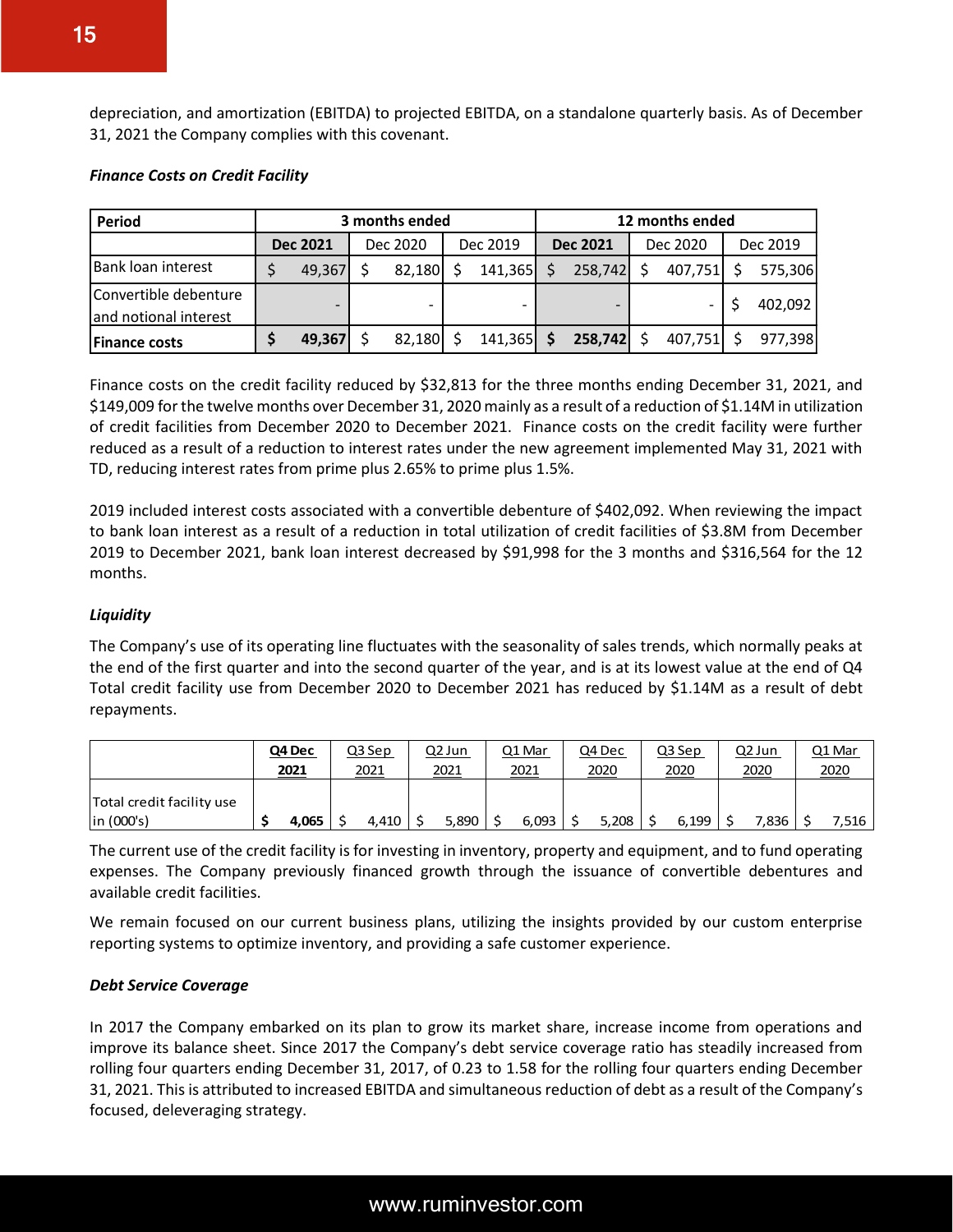depreciation, and amortization (EBITDA) to projected EBITDA, on a standalone quarterly basis. As of December 31, 2021 the Company complies with this covenant.

***Finance Costs on Credit Facility***

| Period | 3 months ended | | | 12 months ended | | |
|---|---|---|---|---|---|---|
| | **Dec 2021** | Dec 2020 | Dec 2019 | **Dec 2021** | Dec 2020 | Dec 2019 |
| Bank loan interest | $ 49,367 | $ 82,180 | $ 141,365 | $ 258,742 | $ 407,751 | $ 575,306 |
| Convertible debenture and notional interest | - | - | - | - | - | $ 402,092 |
| **Finance costs** | **$ 49,367** | $ 82,180 | $ 141,365 | **$ 258,742** | $ 407,751 | $ 977,398 |

Finance costs on the credit facility reduced by $32,813 for the three months ending December 31, 2021, and $149,009 for the twelve months over December 31, 2020 mainly as a result of a reduction of $1.14M in utilization of credit facilities from December 2020 to December 2021. Finance costs on the credit facility were further reduced as a result of a reduction to interest rates under the new agreement implemented May 31, 2021 with TD, reducing interest rates from prime plus 2.65% to prime plus 1.5%.

2019 included interest costs associated with a convertible debenture of $402,092. When reviewing the impact to bank loan interest as a result of a reduction in total utilization of credit facilities of $3.8M from December 2019 to December 2021, bank loan interest decreased by $91,998 for the 3 months and $316,564 for the 12 months.

***Liquidity***

The Company's use of its operating line fluctuates with the seasonality of sales trends, which normally peaks at the end of the first quarter and into the second quarter of the year, and is at its lowest value at the end of Q4 Total credit facility use from December 2020 to December 2021 has reduced by $1.14M as a result of debt repayments.

| | **Q4 Dec 2021** | Q3 Sep 2021 | Q2 Jun 2021 | Q1 Mar 2021 | Q4 Dec 2020 | Q3 Sep 2020 | Q2 Jun 2020 | Q1 Mar 2020 |
|---|---|---|---|---|---|---|---|---|
| Total credit facility use in (000's) | **$ 4,065** | $ 4,410 | $ 5,890 | $ 6,093 | $ 5,208 | $ 6,199 | $ 7,836 | $ 7,516 |

The current use of the credit facility is for investing in inventory, property and equipment, and to fund operating expenses. The Company previously financed growth through the issuance of convertible debentures and available credit facilities.

We remain focused on our current business plans, utilizing the insights provided by our custom enterprise reporting systems to optimize inventory, and providing a safe customer experience.

***Debt Service Coverage***

In 2017 the Company embarked on its plan to grow its market share, increase income from operations and improve its balance sheet. Since 2017 the Company's debt service coverage ratio has steadily increased from rolling four quarters ending December 31, 2017, of 0.23 to 1.58 for the rolling four quarters ending December 31, 2021. This is attributed to increased EBITDA and simultaneous reduction of debt as a result of the Company's focused, deleveraging strategy.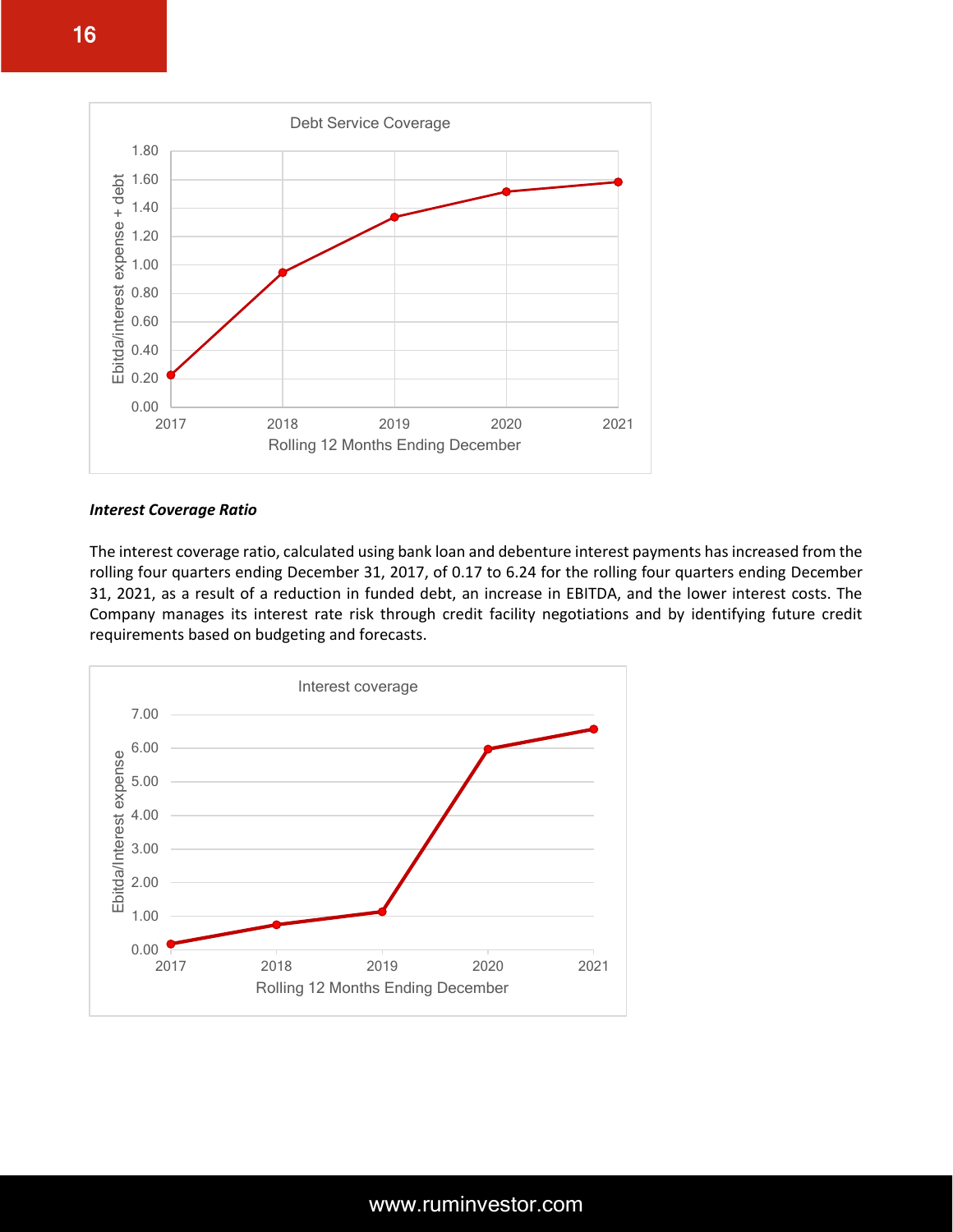Debt Service Coverage

Ebitda/interest expense + debt

Rolling 12 Months Ending December

***Interest Coverage Ratio***

The interest coverage ratio, calculated using bank loan and debenture interest payments has increased from the rolling four quarters ending December 31, 2017, of 0.17 to 6.24 for the rolling four quarters ending December 31, 2021, as a result of a reduction in funded debt, an increase in EBITDA, and the lower interest costs. The Company manages its interest rate risk through credit facility negotiations and by identifying future credit requirements based on budgeting and forecasts.

Interest coverage

Ebitda/Interest expense

Rolling 12 Months Ending December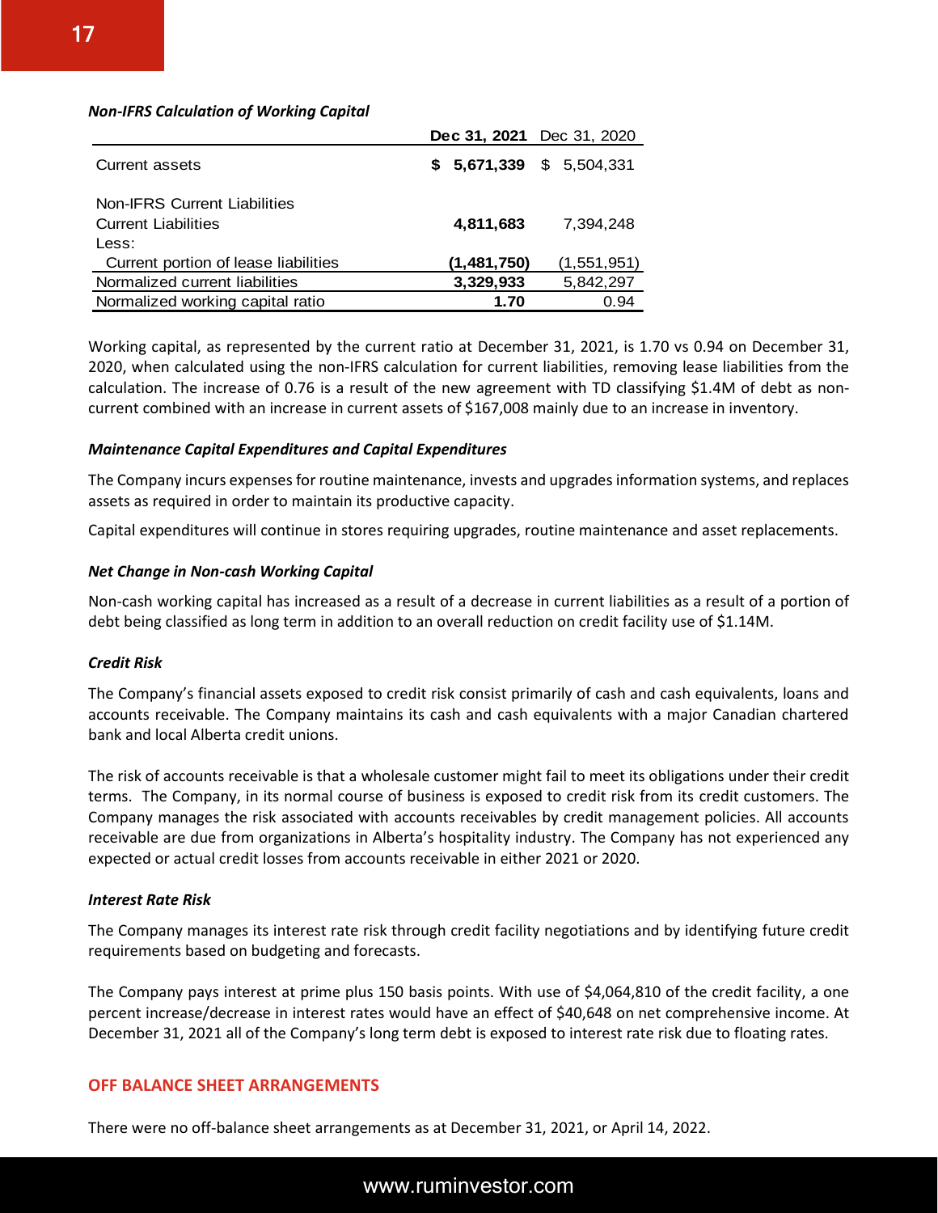***Non-IFRS Calculation of Working Capital***

| | Dec 31, 2021 | Dec 31, 2020 |
|---|---|---|
| Current assets | **$ 5,671,339** | $ 5,504,331 |
| | | |
| Non-IFRS Current Liabilities | | |
| Current Liabilities | **4,811,683** | 7,394,248 |
| Less: | | |
| Current portion of lease liabilities | **(1,481,750)** | (1,551,951) |
| Normalized current liabilities | **3,329,933** | 5,842,297 |
| Normalized working capital ratio | **1.70** | 0.94 |

Working capital, as represented by the current ratio at December 31, 2021, is 1.70 vs 0.94 on December 31, 2020, when calculated using the non-IFRS calculation for current liabilities, removing lease liabilities from the calculation. The increase of 0.76 is a result of the new agreement with TD classifying $1.4M of debt as non-current combined with an increase in current assets of $167,008 mainly due to an increase in inventory.

***Maintenance Capital Expenditures and Capital Expenditures***

The Company incurs expenses for routine maintenance, invests and upgrades information systems, and replaces assets as required in order to maintain its productive capacity.

Capital expenditures will continue in stores requiring upgrades, routine maintenance and asset replacements.

***Net Change in Non-cash Working Capital***

Non-cash working capital has increased as a result of a decrease in current liabilities as a result of a portion of debt being classified as long term in addition to an overall reduction on credit facility use of $1.14M.

***Credit Risk***

The Company's financial assets exposed to credit risk consist primarily of cash and cash equivalents, loans and accounts receivable. The Company maintains its cash and cash equivalents with a major Canadian chartered bank and local Alberta credit unions.

The risk of accounts receivable is that a wholesale customer might fail to meet its obligations under their credit terms. The Company, in its normal course of business is exposed to credit risk from its credit customers. The Company manages the risk associated with accounts receivables by credit management policies. All accounts receivable are due from organizations in Alberta's hospitality industry. The Company has not experienced any expected or actual credit losses from accounts receivable in either 2021 or 2020.

***Interest Rate Risk***

The Company manages its interest rate risk through credit facility negotiations and by identifying future credit requirements based on budgeting and forecasts.

The Company pays interest at prime plus 150 basis points. With use of $4,064,810 of the credit facility, a one percent increase/decrease in interest rates would have an effect of $40,648 on net comprehensive income. At December 31, 2021 all of the Company's long term debt is exposed to interest rate risk due to floating rates.

## OFF BALANCE SHEET ARRANGEMENTS

There were no off-balance sheet arrangements as at December 31, 2021, or April 14, 2022.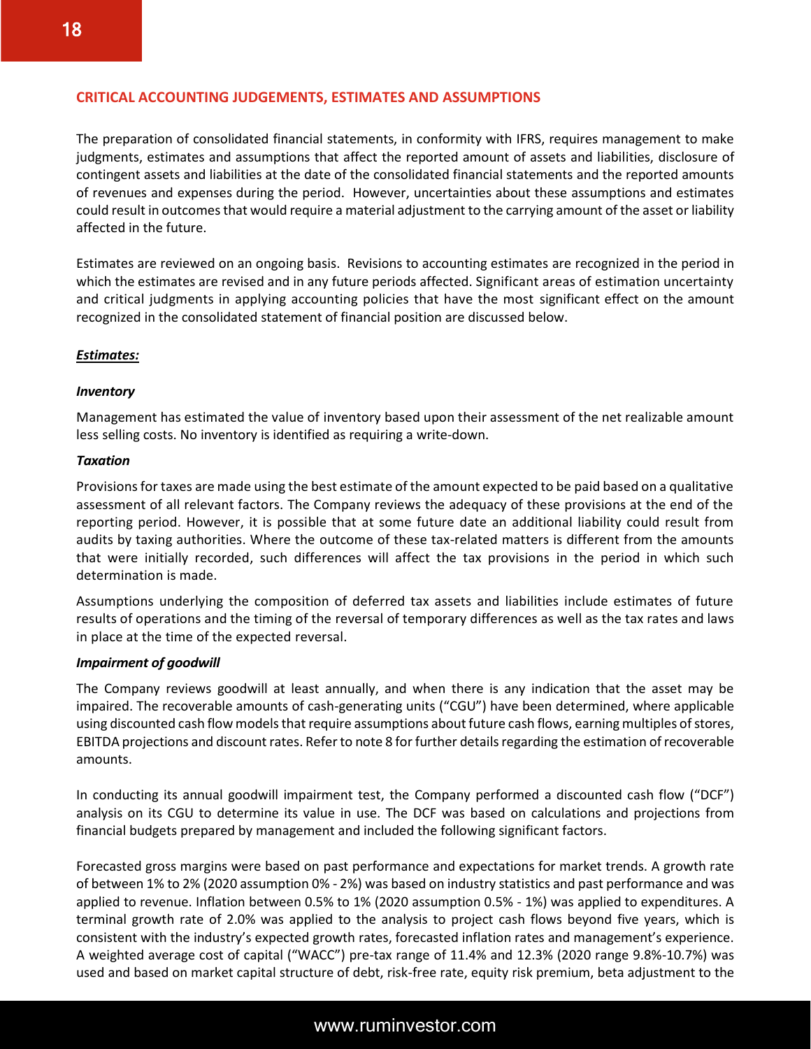## CRITICAL ACCOUNTING JUDGEMENTS, ESTIMATES AND ASSUMPTIONS

The preparation of consolidated financial statements, in conformity with IFRS, requires management to make judgments, estimates and assumptions that affect the reported amount of assets and liabilities, disclosure of contingent assets and liabilities at the date of the consolidated financial statements and the reported amounts of revenues and expenses during the period. However, uncertainties about these assumptions and estimates could result in outcomes that would require a material adjustment to the carrying amount of the asset or liability affected in the future.

Estimates are reviewed on an ongoing basis. Revisions to accounting estimates are recognized in the period in which the estimates are revised and in any future periods affected. Significant areas of estimation uncertainty and critical judgments in applying accounting policies that have the most significant effect on the amount recognized in the consolidated statement of financial position are discussed below.

***Estimates:***

***Inventory***

Management has estimated the value of inventory based upon their assessment of the net realizable amount less selling costs. No inventory is identified as requiring a write-down.

***Taxation***

Provisions for taxes are made using the best estimate of the amount expected to be paid based on a qualitative assessment of all relevant factors. The Company reviews the adequacy of these provisions at the end of the reporting period. However, it is possible that at some future date an additional liability could result from audits by taxing authorities. Where the outcome of these tax-related matters is different from the amounts that were initially recorded, such differences will affect the tax provisions in the period in which such determination is made.

Assumptions underlying the composition of deferred tax assets and liabilities include estimates of future results of operations and the timing of the reversal of temporary differences as well as the tax rates and laws in place at the time of the expected reversal.

***Impairment of goodwill***

The Company reviews goodwill at least annually, and when there is any indication that the asset may be impaired. The recoverable amounts of cash-generating units ("CGU") have been determined, where applicable using discounted cash flow models that require assumptions about future cash flows, earning multiples of stores, EBITDA projections and discount rates. Refer to note 8 for further details regarding the estimation of recoverable amounts.

In conducting its annual goodwill impairment test, the Company performed a discounted cash flow ("DCF") analysis on its CGU to determine its value in use. The DCF was based on calculations and projections from financial budgets prepared by management and included the following significant factors.

Forecasted gross margins were based on past performance and expectations for market trends. A growth rate of between 1% to 2% (2020 assumption 0% - 2%) was based on industry statistics and past performance and was applied to revenue. Inflation between 0.5% to 1% (2020 assumption 0.5% - 1%) was applied to expenditures. A terminal growth rate of 2.0% was applied to the analysis to project cash flows beyond five years, which is consistent with the industry's expected growth rates, forecasted inflation rates and management's experience. A weighted average cost of capital ("WACC") pre-tax range of 11.4% and 12.3% (2020 range 9.8%-10.7%) was used and based on market capital structure of debt, risk-free rate, equity risk premium, beta adjustment to the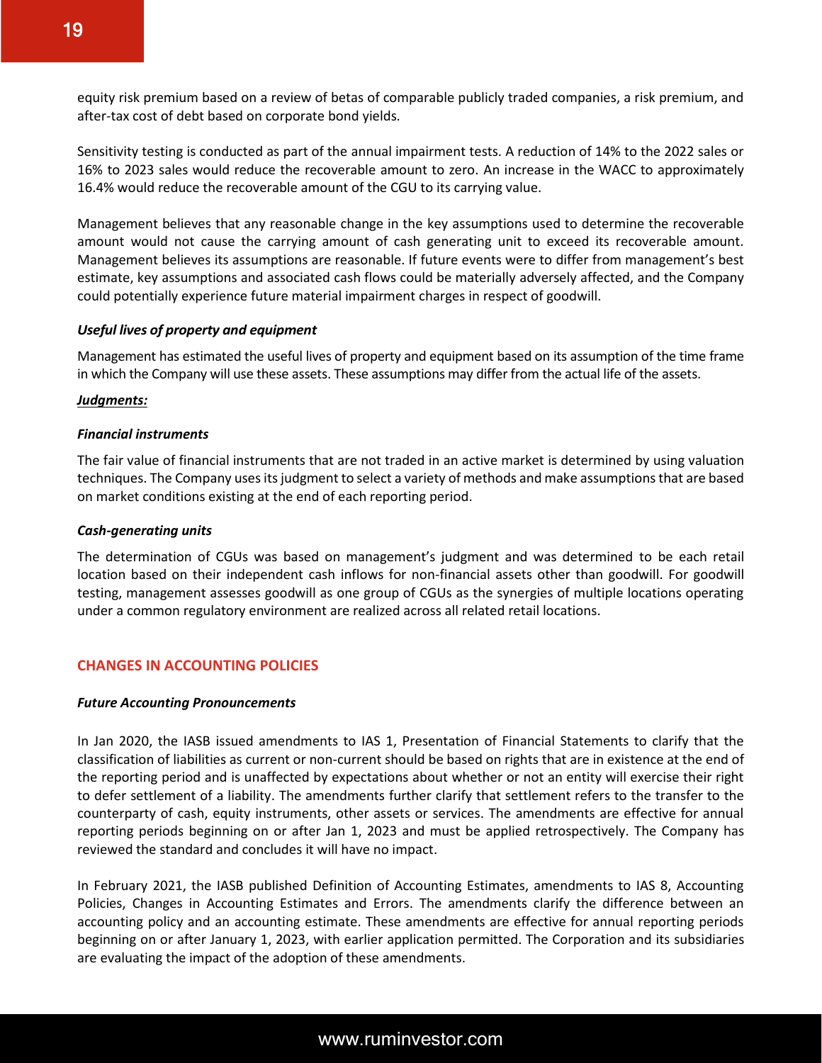equity risk premium based on a review of betas of comparable publicly traded companies, a risk premium, and after-tax cost of debt based on corporate bond yields.

Sensitivity testing is conducted as part of the annual impairment tests. A reduction of 14% to the 2022 sales or 16% to 2023 sales would reduce the recoverable amount to zero. An increase in the WACC to approximately 16.4% would reduce the recoverable amount of the CGU to its carrying value.

Management believes that any reasonable change in the key assumptions used to determine the recoverable amount would not cause the carrying amount of cash generating unit to exceed its recoverable amount. Management believes its assumptions are reasonable. If future events were to differ from management's best estimate, key assumptions and associated cash flows could be materially adversely affected, and the Company could potentially experience future material impairment charges in respect of goodwill.

***Useful lives of property and equipment***

Management has estimated the useful lives of property and equipment based on its assumption of the time frame in which the Company will use these assets. These assumptions may differ from the actual life of the assets.

***Judgments:***

***Financial instruments***

The fair value of financial instruments that are not traded in an active market is determined by using valuation techniques. The Company uses its judgment to select a variety of methods and make assumptions that are based on market conditions existing at the end of each reporting period.

***Cash-generating units***

The determination of CGUs was based on management's judgment and was determined to be each retail location based on their independent cash inflows for non-financial assets other than goodwill. For goodwill testing, management assesses goodwill as one group of CGUs as the synergies of multiple locations operating under a common regulatory environment are realized across all related retail locations.

## CHANGES IN ACCOUNTING POLICIES

***Future Accounting Pronouncements***

In Jan 2020, the IASB issued amendments to IAS 1, Presentation of Financial Statements to clarify that the classification of liabilities as current or non-current should be based on rights that are in existence at the end of the reporting period and is unaffected by expectations about whether or not an entity will exercise their right to defer settlement of a liability. The amendments further clarify that settlement refers to the transfer to the counterparty of cash, equity instruments, other assets or services. The amendments are effective for annual reporting periods beginning on or after Jan 1, 2023 and must be applied retrospectively. The Company has reviewed the standard and concludes it will have no impact.

In February 2021, the IASB published Definition of Accounting Estimates, amendments to IAS 8, Accounting Policies, Changes in Accounting Estimates and Errors. The amendments clarify the difference between an accounting policy and an accounting estimate. These amendments are effective for annual reporting periods beginning on or after January 1, 2023, with earlier application permitted. The Corporation and its subsidiaries are evaluating the impact of the adoption of these amendments.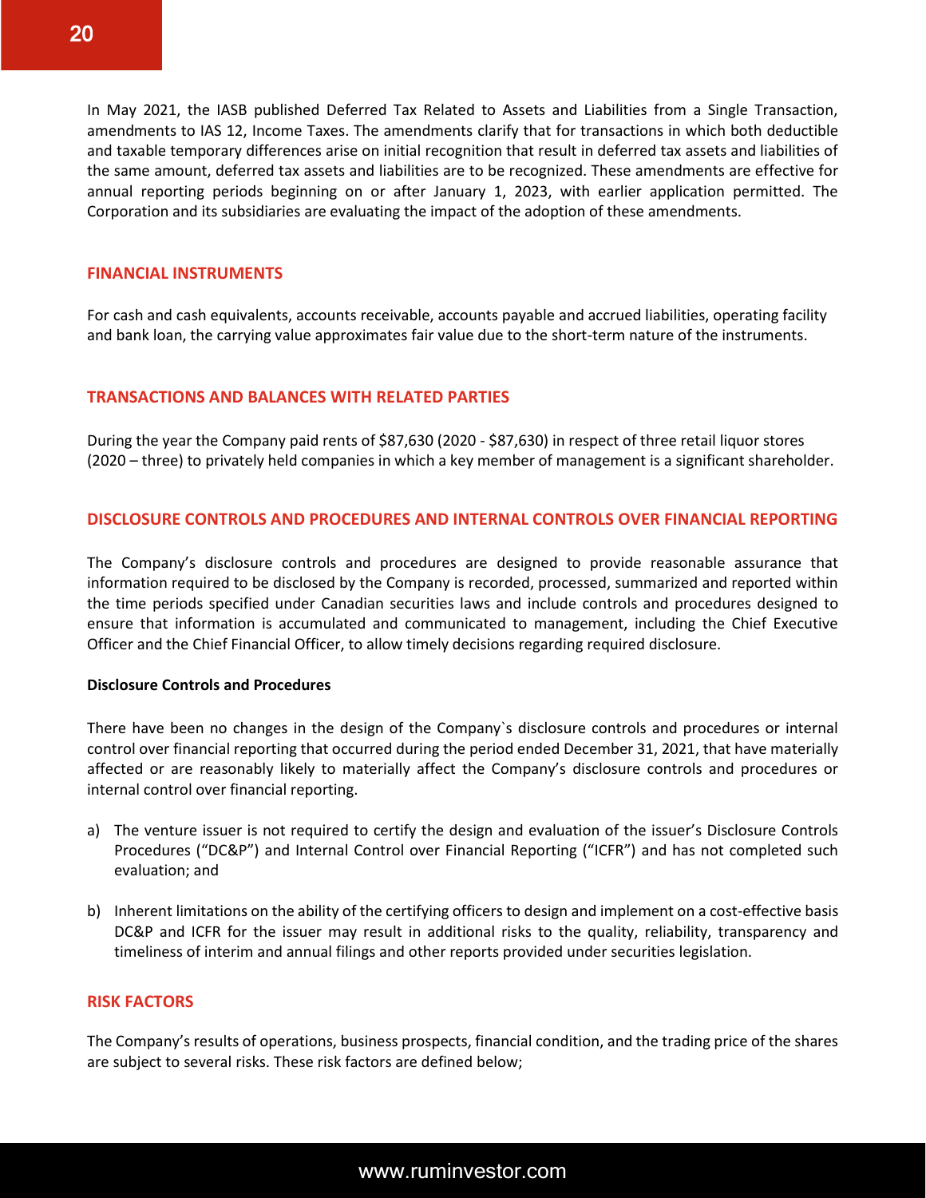In May 2021, the IASB published Deferred Tax Related to Assets and Liabilities from a Single Transaction, amendments to IAS 12, Income Taxes. The amendments clarify that for transactions in which both deductible and taxable temporary differences arise on initial recognition that result in deferred tax assets and liabilities of the same amount, deferred tax assets and liabilities are to be recognized. These amendments are effective for annual reporting periods beginning on or after January 1, 2023, with earlier application permitted. The Corporation and its subsidiaries are evaluating the impact of the adoption of these amendments.

## FINANCIAL INSTRUMENTS

For cash and cash equivalents, accounts receivable, accounts payable and accrued liabilities, operating facility and bank loan, the carrying value approximates fair value due to the short-term nature of the instruments.

## TRANSACTIONS AND BALANCES WITH RELATED PARTIES

During the year the Company paid rents of $87,630 (2020 - $87,630) in respect of three retail liquor stores (2020 – three) to privately held companies in which a key member of management is a significant shareholder.

## DISCLOSURE CONTROLS AND PROCEDURES AND INTERNAL CONTROLS OVER FINANCIAL REPORTING

The Company's disclosure controls and procedures are designed to provide reasonable assurance that information required to be disclosed by the Company is recorded, processed, summarized and reported within the time periods specified under Canadian securities laws and include controls and procedures designed to ensure that information is accumulated and communicated to management, including the Chief Executive Officer and the Chief Financial Officer, to allow timely decisions regarding required disclosure.

### Disclosure Controls and Procedures

There have been no changes in the design of the Company`s disclosure controls and procedures or internal control over financial reporting that occurred during the period ended December 31, 2021, that have materially affected or are reasonably likely to materially affect the Company's disclosure controls and procedures or internal control over financial reporting.

a) The venture issuer is not required to certify the design and evaluation of the issuer's Disclosure Controls Procedures ("DC&P") and Internal Control over Financial Reporting ("ICFR") and has not completed such evaluation; and

b) Inherent limitations on the ability of the certifying officers to design and implement on a cost-effective basis DC&P and ICFR for the issuer may result in additional risks to the quality, reliability, transparency and timeliness of interim and annual filings and other reports provided under securities legislation.

## RISK FACTORS

The Company's results of operations, business prospects, financial condition, and the trading price of the shares are subject to several risks. These risk factors are defined below;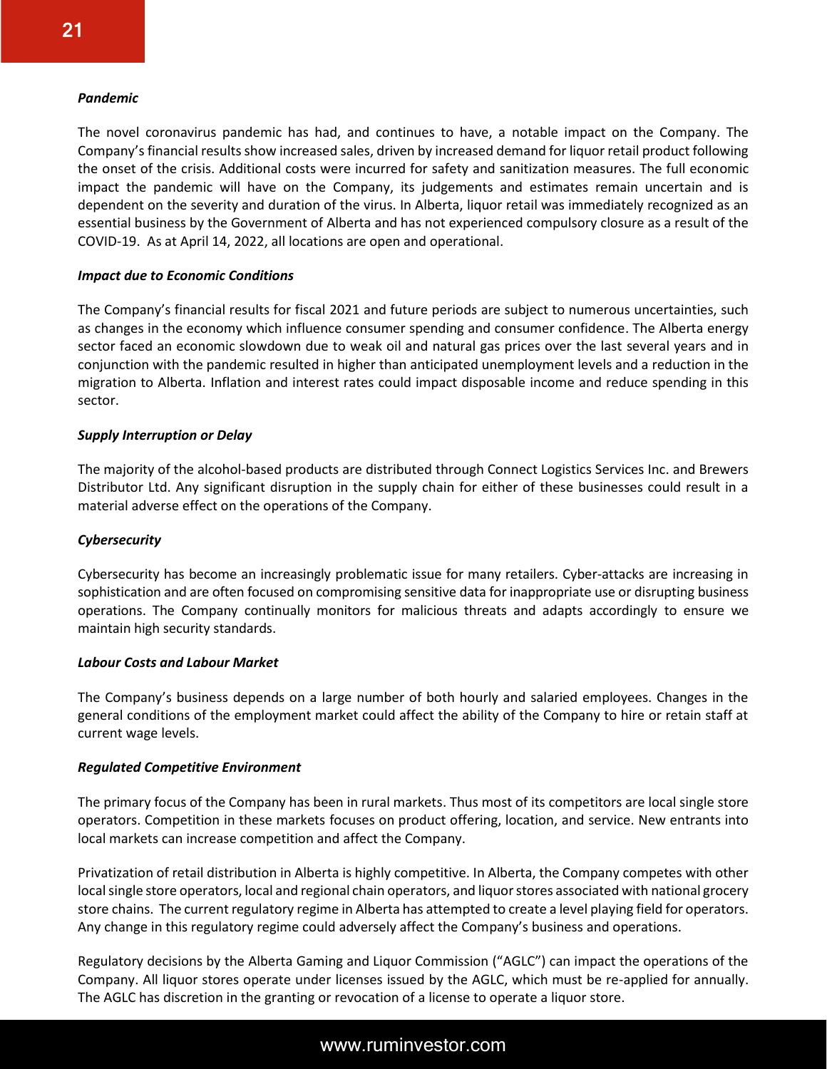***Pandemic***

The novel coronavirus pandemic has had, and continues to have, a notable impact on the Company. The Company's financial results show increased sales, driven by increased demand for liquor retail product following the onset of the crisis. Additional costs were incurred for safety and sanitization measures. The full economic impact the pandemic will have on the Company, its judgements and estimates remain uncertain and is dependent on the severity and duration of the virus. In Alberta, liquor retail was immediately recognized as an essential business by the Government of Alberta and has not experienced compulsory closure as a result of the COVID-19. As at April 14, 2022, all locations are open and operational.

***Impact due to Economic Conditions***

The Company's financial results for fiscal 2021 and future periods are subject to numerous uncertainties, such as changes in the economy which influence consumer spending and consumer confidence. The Alberta energy sector faced an economic slowdown due to weak oil and natural gas prices over the last several years and in conjunction with the pandemic resulted in higher than anticipated unemployment levels and a reduction in the migration to Alberta. Inflation and interest rates could impact disposable income and reduce spending in this sector.

***Supply Interruption or Delay***

The majority of the alcohol-based products are distributed through Connect Logistics Services Inc. and Brewers Distributor Ltd. Any significant disruption in the supply chain for either of these businesses could result in a material adverse effect on the operations of the Company.

***Cybersecurity***

Cybersecurity has become an increasingly problematic issue for many retailers. Cyber-attacks are increasing in sophistication and are often focused on compromising sensitive data for inappropriate use or disrupting business operations. The Company continually monitors for malicious threats and adapts accordingly to ensure we maintain high security standards.

***Labour Costs and Labour Market***

The Company's business depends on a large number of both hourly and salaried employees. Changes in the general conditions of the employment market could affect the ability of the Company to hire or retain staff at current wage levels.

***Regulated Competitive Environment***

The primary focus of the Company has been in rural markets. Thus most of its competitors are local single store operators. Competition in these markets focuses on product offering, location, and service. New entrants into local markets can increase competition and affect the Company.

Privatization of retail distribution in Alberta is highly competitive. In Alberta, the Company competes with other local single store operators, local and regional chain operators, and liquor stores associated with national grocery store chains. The current regulatory regime in Alberta has attempted to create a level playing field for operators. Any change in this regulatory regime could adversely affect the Company's business and operations.

Regulatory decisions by the Alberta Gaming and Liquor Commission ("AGLC") can impact the operations of the Company. All liquor stores operate under licenses issued by the AGLC, which must be re-applied for annually. The AGLC has discretion in the granting or revocation of a license to operate a liquor store.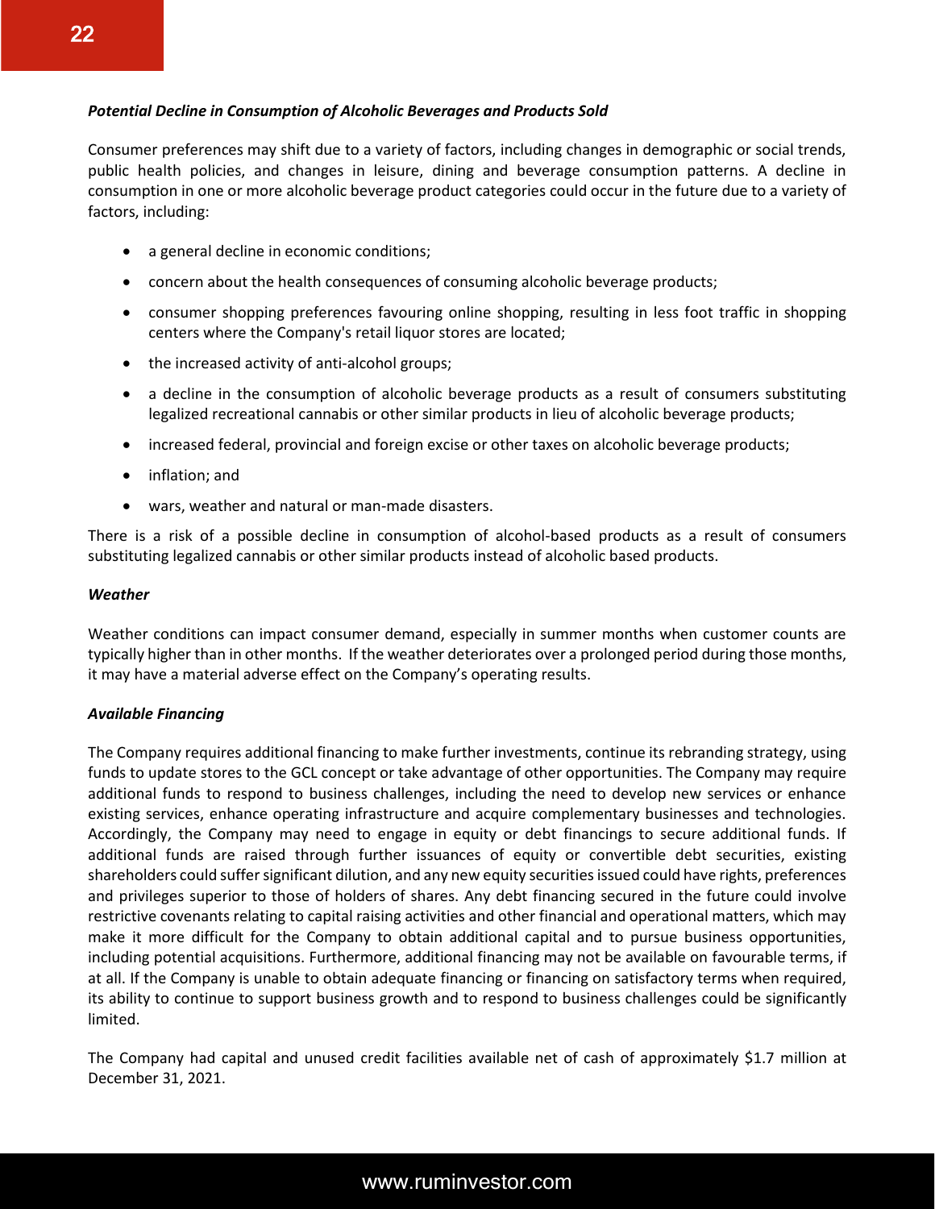***Potential Decline in Consumption of Alcoholic Beverages and Products Sold***

Consumer preferences may shift due to a variety of factors, including changes in demographic or social trends, public health policies, and changes in leisure, dining and beverage consumption patterns. A decline in consumption in one or more alcoholic beverage product categories could occur in the future due to a variety of factors, including:

- a general decline in economic conditions;
- concern about the health consequences of consuming alcoholic beverage products;
- consumer shopping preferences favouring online shopping, resulting in less foot traffic in shopping centers where the Company's retail liquor stores are located;
- the increased activity of anti-alcohol groups;
- a decline in the consumption of alcoholic beverage products as a result of consumers substituting legalized recreational cannabis or other similar products in lieu of alcoholic beverage products;
- increased federal, provincial and foreign excise or other taxes on alcoholic beverage products;
- inflation; and
- wars, weather and natural or man-made disasters.

There is a risk of a possible decline in consumption of alcohol-based products as a result of consumers substituting legalized cannabis or other similar products instead of alcoholic based products.

***Weather***

Weather conditions can impact consumer demand, especially in summer months when customer counts are typically higher than in other months. If the weather deteriorates over a prolonged period during those months, it may have a material adverse effect on the Company's operating results.

***Available Financing***

The Company requires additional financing to make further investments, continue its rebranding strategy, using funds to update stores to the GCL concept or take advantage of other opportunities. The Company may require additional funds to respond to business challenges, including the need to develop new services or enhance existing services, enhance operating infrastructure and acquire complementary businesses and technologies. Accordingly, the Company may need to engage in equity or debt financings to secure additional funds. If additional funds are raised through further issuances of equity or convertible debt securities, existing shareholders could suffer significant dilution, and any new equity securities issued could have rights, preferences and privileges superior to those of holders of shares. Any debt financing secured in the future could involve restrictive covenants relating to capital raising activities and other financial and operational matters, which may make it more difficult for the Company to obtain additional capital and to pursue business opportunities, including potential acquisitions. Furthermore, additional financing may not be available on favourable terms, if at all. If the Company is unable to obtain adequate financing or financing on satisfactory terms when required, its ability to continue to support business growth and to respond to business challenges could be significantly limited.

The Company had capital and unused credit facilities available net of cash of approximately $1.7 million at December 31, 2021.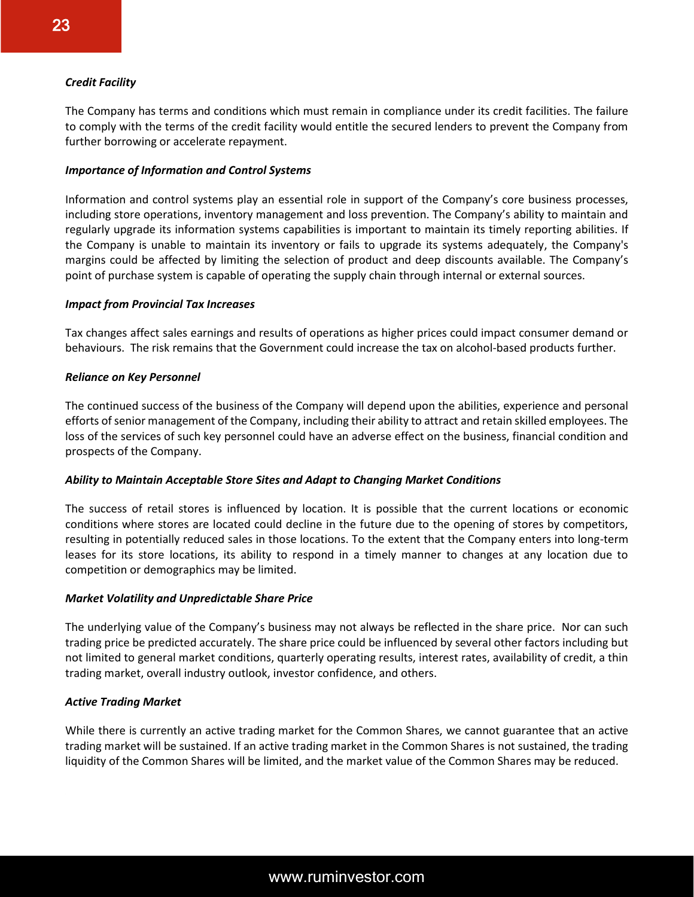***Credit Facility***

The Company has terms and conditions which must remain in compliance under its credit facilities. The failure to comply with the terms of the credit facility would entitle the secured lenders to prevent the Company from further borrowing or accelerate repayment.

***Importance of Information and Control Systems***

Information and control systems play an essential role in support of the Company's core business processes, including store operations, inventory management and loss prevention. The Company's ability to maintain and regularly upgrade its information systems capabilities is important to maintain its timely reporting abilities. If the Company is unable to maintain its inventory or fails to upgrade its systems adequately, the Company's margins could be affected by limiting the selection of product and deep discounts available. The Company's point of purchase system is capable of operating the supply chain through internal or external sources.

***Impact from Provincial Tax Increases***

Tax changes affect sales earnings and results of operations as higher prices could impact consumer demand or behaviours. The risk remains that the Government could increase the tax on alcohol-based products further.

***Reliance on Key Personnel***

The continued success of the business of the Company will depend upon the abilities, experience and personal efforts of senior management of the Company, including their ability to attract and retain skilled employees. The loss of the services of such key personnel could have an adverse effect on the business, financial condition and prospects of the Company.

***Ability to Maintain Acceptable Store Sites and Adapt to Changing Market Conditions***

The success of retail stores is influenced by location. It is possible that the current locations or economic conditions where stores are located could decline in the future due to the opening of stores by competitors, resulting in potentially reduced sales in those locations. To the extent that the Company enters into long-term leases for its store locations, its ability to respond in a timely manner to changes at any location due to competition or demographics may be limited.

***Market Volatility and Unpredictable Share Price***

The underlying value of the Company's business may not always be reflected in the share price. Nor can such trading price be predicted accurately. The share price could be influenced by several other factors including but not limited to general market conditions, quarterly operating results, interest rates, availability of credit, a thin trading market, overall industry outlook, investor confidence, and others.

***Active Trading Market***

While there is currently an active trading market for the Common Shares, we cannot guarantee that an active trading market will be sustained. If an active trading market in the Common Shares is not sustained, the trading liquidity of the Common Shares will be limited, and the market value of the Common Shares may be reduced.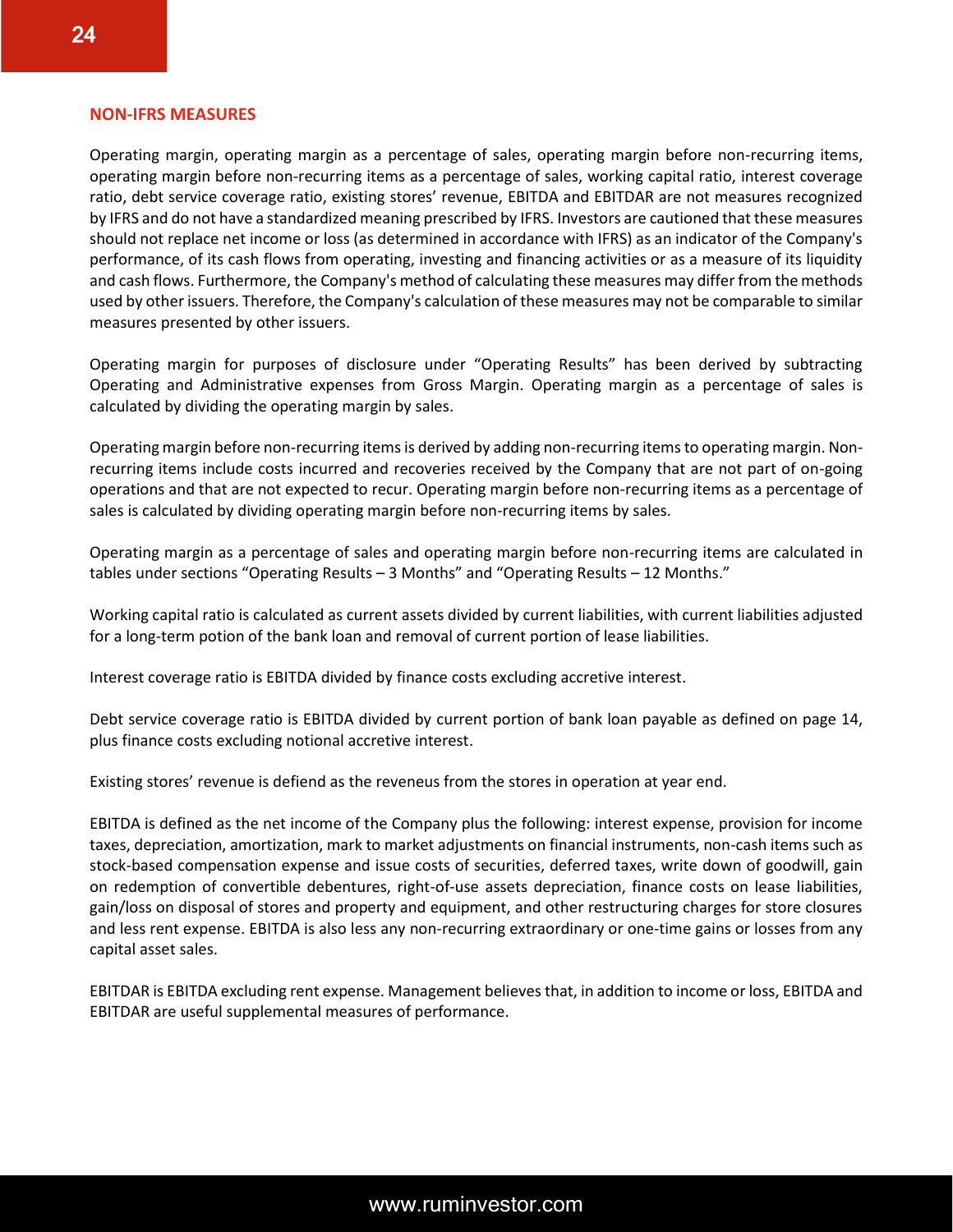## NON-IFRS MEASURES

Operating margin, operating margin as a percentage of sales, operating margin before non-recurring items, operating margin before non-recurring items as a percentage of sales, working capital ratio, interest coverage ratio, debt service coverage ratio, existing stores' revenue, EBITDA and EBITDAR are not measures recognized by IFRS and do not have a standardized meaning prescribed by IFRS. Investors are cautioned that these measures should not replace net income or loss (as determined in accordance with IFRS) as an indicator of the Company's performance, of its cash flows from operating, investing and financing activities or as a measure of its liquidity and cash flows. Furthermore, the Company's method of calculating these measures may differ from the methods used by other issuers. Therefore, the Company's calculation of these measures may not be comparable to similar measures presented by other issuers.

Operating margin for purposes of disclosure under "Operating Results" has been derived by subtracting Operating and Administrative expenses from Gross Margin. Operating margin as a percentage of sales is calculated by dividing the operating margin by sales.

Operating margin before non-recurring items is derived by adding non-recurring items to operating margin. Non-recurring items include costs incurred and recoveries received by the Company that are not part of on-going operations and that are not expected to recur. Operating margin before non-recurring items as a percentage of sales is calculated by dividing operating margin before non-recurring items by sales.

Operating margin as a percentage of sales and operating margin before non-recurring items are calculated in tables under sections "Operating Results – 3 Months" and "Operating Results – 12 Months."

Working capital ratio is calculated as current assets divided by current liabilities, with current liabilities adjusted for a long-term potion of the bank loan and removal of current portion of lease liabilities.

Interest coverage ratio is EBITDA divided by finance costs excluding accretive interest.

Debt service coverage ratio is EBITDA divided by current portion of bank loan payable as defined on page 14, plus finance costs excluding notional accretive interest.

Existing stores' revenue is defiend as the reveneus from the stores in operation at year end.

EBITDA is defined as the net income of the Company plus the following: interest expense, provision for income taxes, depreciation, amortization, mark to market adjustments on financial instruments, non-cash items such as stock-based compensation expense and issue costs of securities, deferred taxes, write down of goodwill, gain on redemption of convertible debentures, right-of-use assets depreciation, finance costs on lease liabilities, gain/loss on disposal of stores and property and equipment, and other restructuring charges for store closures and less rent expense. EBITDA is also less any non-recurring extraordinary or one-time gains or losses from any capital asset sales.

EBITDAR is EBITDA excluding rent expense. Management believes that, in addition to income or loss, EBITDA and EBITDAR are useful supplemental measures of performance.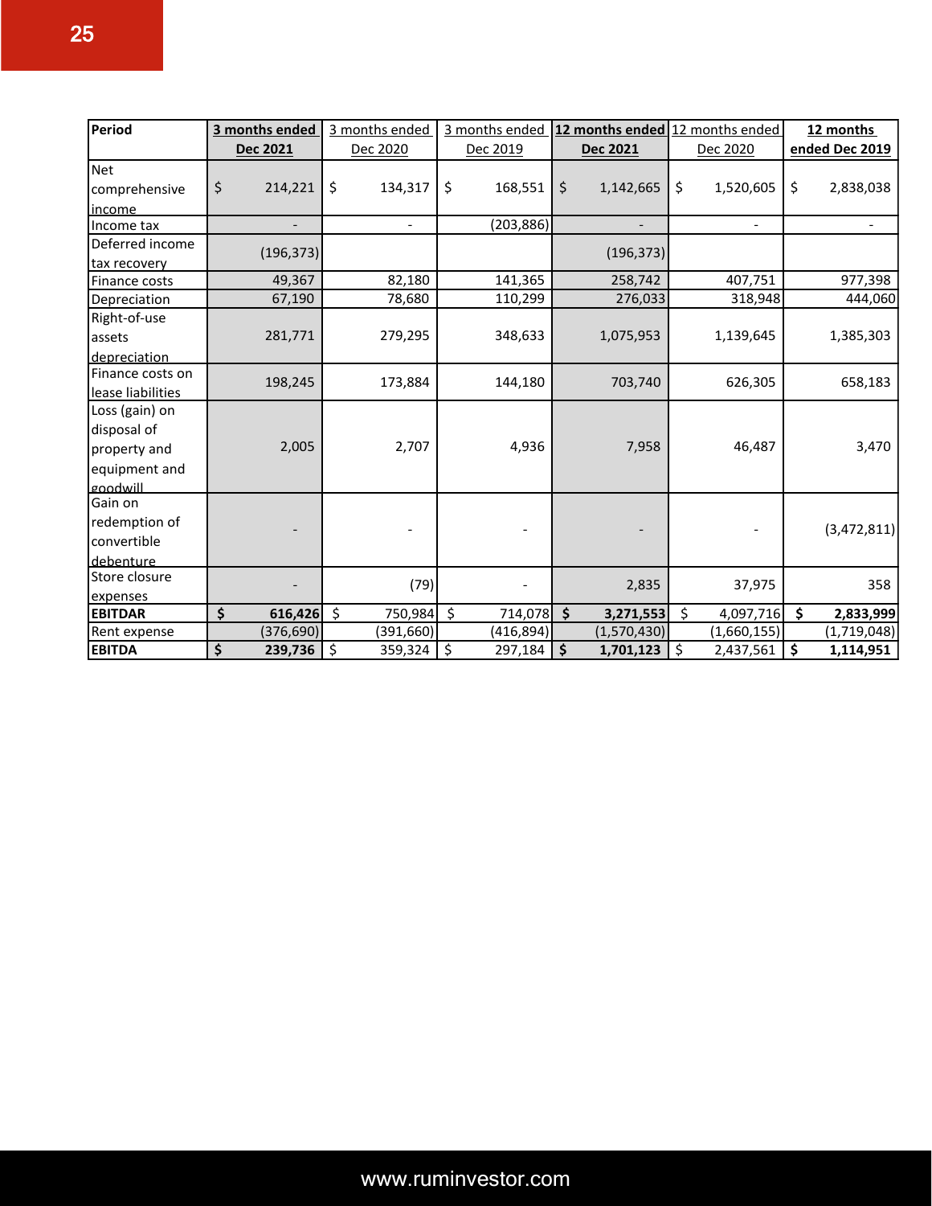| Period | 3 months ended Dec 2021 | 3 months ended Dec 2020 | 3 months ended Dec 2019 | 12 months ended Dec 2021 | 12 months ended Dec 2020 | 12 months ended Dec 2019 |
|---|---|---|---|---|---|---|
| Net comprehensive income | $ 214,221 | $ 134,317 | $ 168,551 | $ 1,142,665 | $ 1,520,605 | $ 2,838,038 |
| Income tax | - | - | (203,886) | - | - | - |
| Deferred income tax recovery | (196,373) | | | (196,373) | | |
| Finance costs | 49,367 | 82,180 | 141,365 | 258,742 | 407,751 | 977,398 |
| Depreciation | 67,190 | 78,680 | 110,299 | 276,033 | 318,948 | 444,060 |
| Right-of-use assets depreciation | 281,771 | 279,295 | 348,633 | 1,075,953 | 1,139,645 | 1,385,303 |
| Finance costs on lease liabilities | 198,245 | 173,884 | 144,180 | 703,740 | 626,305 | 658,183 |
| Loss (gain) on disposal of property and equipment and goodwill | 2,005 | 2,707 | 4,936 | 7,958 | 46,487 | 3,470 |
| Gain on redemption of convertible debenture | - | - | - | - | - | (3,472,811) |
| Store closure expenses | - | (79) | - | 2,835 | 37,975 | 358 |
| **EBITDAR** | **$ 616,426** | $ 750,984 | $ 714,078 | **$ 3,271,553** | $ 4,097,716 | **$ 2,833,999** |
| Rent expense | (376,690) | (391,660) | (416,894) | (1,570,430) | (1,660,155) | (1,719,048) |
| **EBITDA** | **$ 239,736** | $ 359,324 | $ 297,184 | **$ 1,701,123** | $ 2,437,561 | **$ 1,114,951** |

www.ruminvestor.com